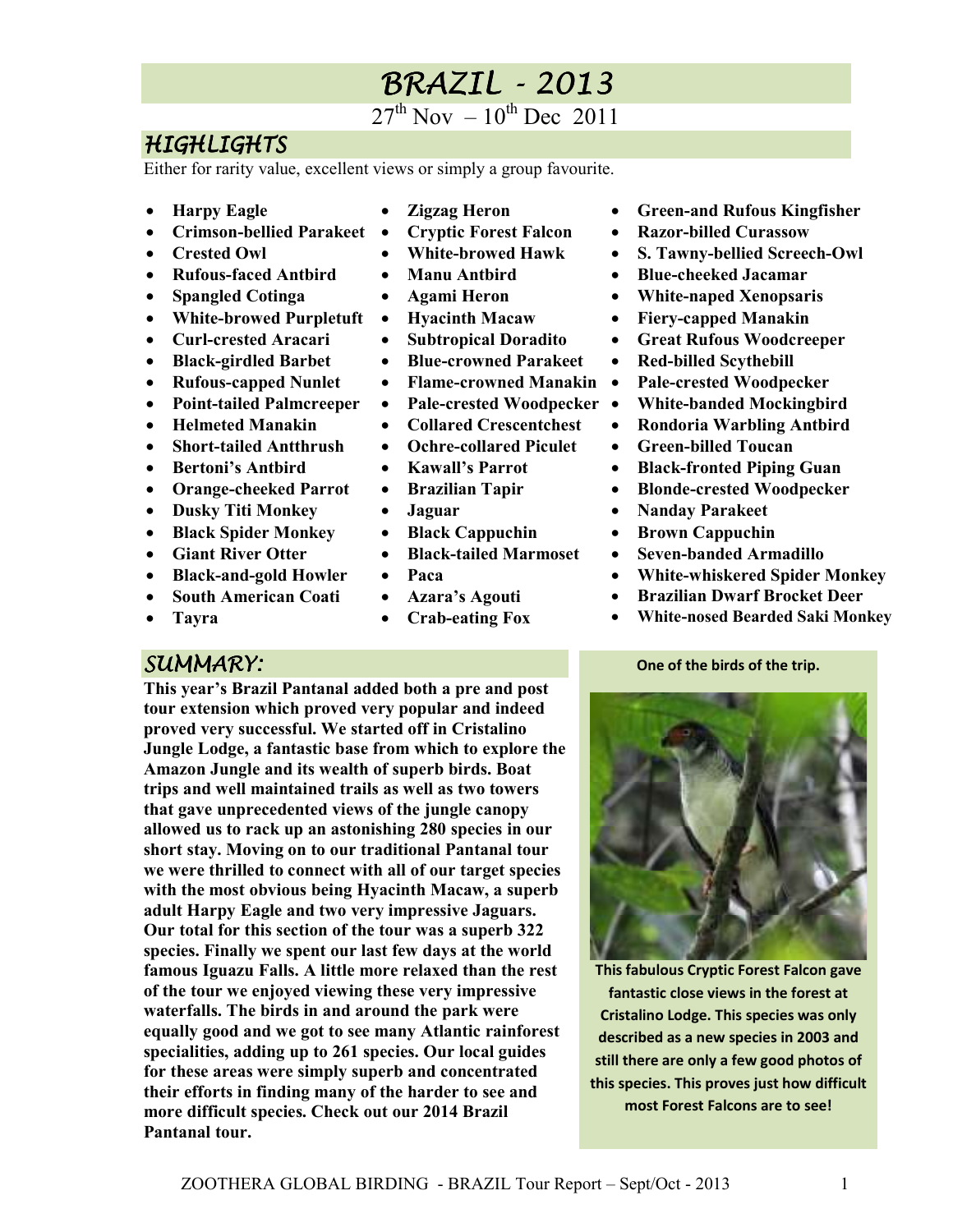# BRAZIL - 2013

27th Nov – 10th Dec 2011

## HIGHLIGHTS

Either for rarity value, excellent views or simply a group favourite.

- **Harpy Eagle**
- **Crimson-bellied Parakeet**
- **Crested Owl**
- **Rufous-faced Antbird**
- **Spangled Cotinga**
- **White-browed Purpletuft**
- **Curl-crested Aracari**
- **Black-girdled Barbet**
- **Rufous-capped Nunlet**
- **Point-tailed Palmcreeper**
- **Helmeted Manakin**
- **Short-tailed Antthrush**
- **Bertoni's Antbird**
- **Orange-cheeked Parrot**
- **Dusky Titi Monkey**
- **Black Spider Monkey**
- **Giant River Otter**
- **Black-and-gold Howler**
- **South American Coati**
- **Tayra**
- **Zigzag Heron**
- **Cryptic Forest Falcon**
- **White-browed Hawk**
- **Manu Antbird**
- **Agami Heron**
- **Hyacinth Macaw**
- **Subtropical Doradito**
- **Blue-crowned Parakeet**
- **Flame-crowned Manakin**
- **Pale-crested Woodpecker**
- **Collared Crescentchest**
- **Ochre-collared Piculet**
- **Kawall's Parrot**
- **Brazilian Tapir**
- **Jaguar**
- **Black Cappuchin**
- **Black-tailed Marmoset**
- **Paca**
- **Azara's Agouti**
- **Crab-eating Fox**
- **Green-and Rufous Kingfisher**
- **Razor-billed Curassow**
- **S. Tawny-bellied Screech-Owl**
- **Blue-cheeked Jacamar**
- **White-naped Xenopsaris**
- **Fiery-capped Manakin**
- **Great Rufous Woodcreeper**
- **Red-billed Scythebill**
- **Pale-crested Woodpecker**
- **White-banded Mockingbird**
- **Rondoria Warbling Antbird**
- **Green-billed Toucan**
- **Black-fronted Piping Guan**
- **Blonde-crested Woodpecker**
- **Nanday Parakeet**
- **Brown Cappuchin**
- **Seven-banded Armadillo**
- **White-whiskered Spider Monkey**
- **Brazilian Dwarf Brocket Deer**
- **White-nosed Bearded Saki Monkey**

## SUMMARY:

**This year's Brazil Pantanal added both a pre and post tour extension which proved very popular and indeed proved very successful. We started off in Cristalino Jungle Lodge, a fantastic base from which to explore the Amazon Jungle and its wealth of superb birds. Boat trips and well maintained trails as well as two towers that gave unprecedented views of the jungle canopy allowed us to rack up an astonishing 280 species in our short stay. Moving on to our traditional Pantanal tour we were thrilled to connect with all of our target species with the most obvious being Hyacinth Macaw, a superb adult Harpy Eagle and two very impressive Jaguars. Our total for this section of the tour was a superb 322 species. Finally we spent our last few days at the world famous Iguazu Falls. A little more relaxed than the rest of the tour we enjoyed viewing these very impressive waterfalls. The birds in and around the park were equally good and we got to see many Atlantic rainforest specialities, adding up to 261 species. Our local guides for these areas were simply superb and concentrated their efforts in finding many of the harder to see and more difficult species. Check out our 2014 Brazil Pantanal tour.**

**One of the birds of the trip.**

**This fabulous Cryptic Forest Falcon gave fantastic close views in the forest at Cristalino Lodge. This species was only described as a new species in 2003 and still there are only a few good photos of this species. This proves just how difficult most Forest Falcons are to see!**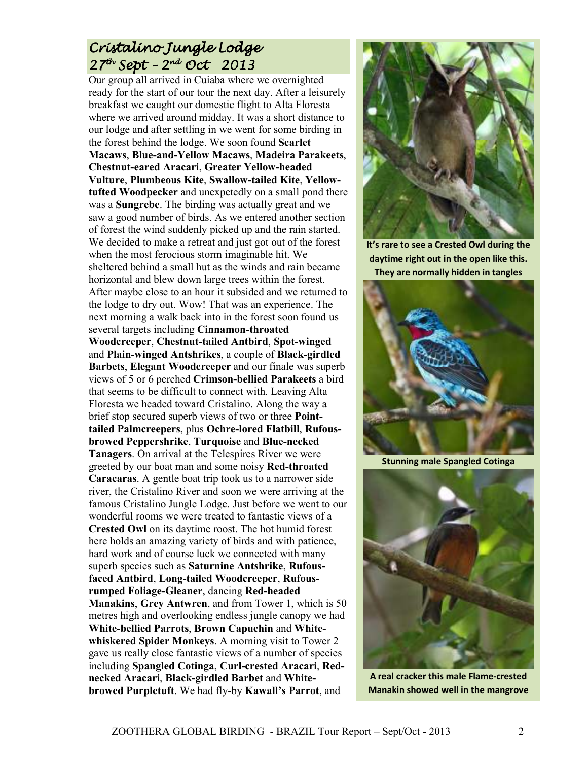## *Cristalino Jungle Lodge*
## *27th Sept – 2nd Oct 2013*

Our group all arrived in Cuiaba where we overnighted ready for the start of our tour the next day. After a leisurely breakfast we caught our domestic flight to Alta Floresta where we arrived around midday. It was a short distance to our lodge and after settling in we went for some birding in the forest behind the lodge. We soon found **Scarlet Macaws**, **Blue-and-Yellow Macaws**, **Madeira Parakeets**, **Chestnut-eared Aracari**, **Greater Yellow-headed Vulture**, **Plumbeous Kite**, **Swallow-tailed Kite**, **Yellow-tufted Woodpecker** and unexpetedly on a small pond there was a **Sungrebe**. The birding was actually great and we saw a good number of birds. As we entered another section of forest the wind suddenly picked up and the rain started. We decided to make a retreat and just got out of the forest when the most ferocious storm imaginable hit. We sheltered behind a small hut as the winds and rain became horizontal and blew down large trees within the forest. After maybe close to an hour it subsided and we returned to the lodge to dry out. Wow! That was an experience. The next morning a walk back into in the forest soon found us several targets including **Cinnamon-throated Woodcreeper**, **Chestnut-tailed Antbird**, **Spot-winged** and **Plain-winged Antshrikes**, a couple of **Black-girdled Barbets**, **Elegant Woodcreeper** and our finale was superb views of 5 or 6 perched **Crimson-bellied Parakeets** a bird that seems to be difficult to connect with. Leaving Alta Floresta we headed toward Cristalino. Along the way a brief stop secured superb views of two or three **Point-tailed Palmcreepers**, plus **Ochre-lored Flatbill**, **Rufous-browed Peppershrike**, **Turquoise** and **Blue-necked Tanagers**. On arrival at the Telespires River we were greeted by our boat man and some noisy **Red-throated Caracaras**. A gentle boat trip took us to a narrower side river, the Cristalino River and soon we were arriving at the famous Cristalino Jungle Lodge. Just before we went to our wonderful rooms we were treated to fantastic views of a **Crested Owl** on its daytime roost. The hot humid forest here holds an amazing variety of birds and with patience, hard work and of course luck we connected with many superb species such as **Saturnine Antshrike**, **Rufous-faced Antbird**, **Long-tailed Woodcreeper**, **Rufous-rumped Foliage-Gleaner**, dancing **Red-headed Manakins**, **Grey Antwren**, and from Tower 1, which is 50 metres high and overlooking endless jungle canopy we had **White-bellied Parrots**, **Brown Capuchin** and **White-whiskered Spider Monkeys**. A morning visit to Tower 2 gave us really close fantastic views of a number of species including **Spangled Cotinga**, **Curl-crested Aracari**, **Red-necked Aracari**, **Black-girdled Barbet** and **White-browed Purpletuft**. We had fly-by **Kawall's Parrot**, and

**It's rare to see a Crested Owl during the daytime right out in the open like this. They are normally hidden in tangles**

**Stunning male Spangled Cotinga**

**A real cracker this male Flame-crested Manakin showed well in the mangrove**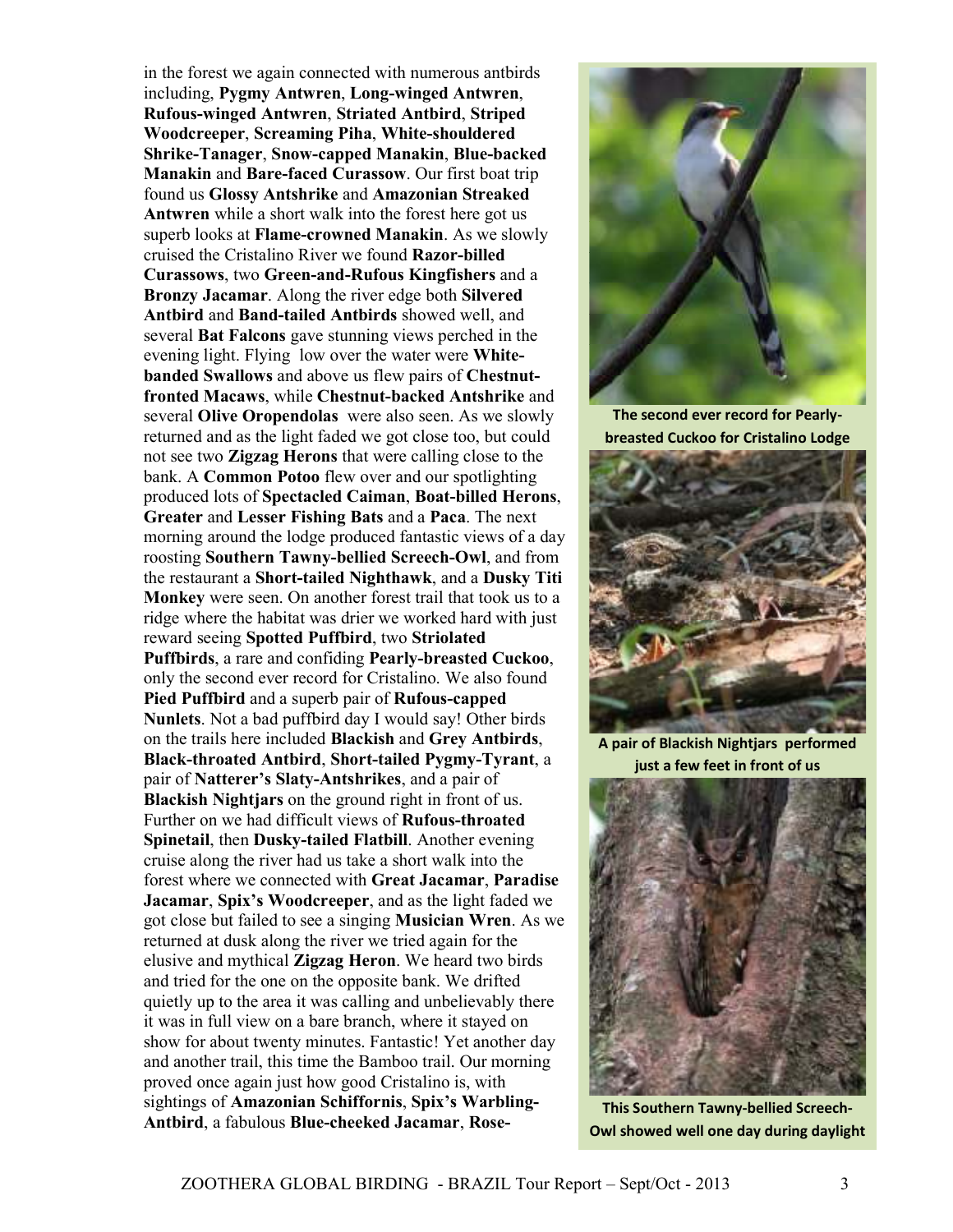in the forest we again connected with numerous antbirds including, **Pygmy Antwren**, **Long-winged Antwren**, **Rufous-winged Antwren**, **Striated Antbird**, **Striped Woodcreeper**, **Screaming Piha**, **White-shouldered Shrike-Tanager**, **Snow-capped Manakin**, **Blue-backed Manakin** and **Bare-faced Curassow**. Our first boat trip found us **Glossy Antshrike** and **Amazonian Streaked Antwren** while a short walk into the forest here got us superb looks at **Flame-crowned Manakin**. As we slowly cruised the Cristalino River we found **Razor-billed Curassows**, two **Green-and-Rufous Kingfishers** and a **Bronzy Jacamar**. Along the river edge both **Silvered Antbird** and **Band-tailed Antbirds** showed well, and several **Bat Falcons** gave stunning views perched in the evening light. Flying low over the water were **White-banded Swallows** and above us flew pairs of **Chestnut-fronted Macaws**, while **Chestnut-backed Antshrike** and several **Olive Oropendolas** were also seen. As we slowly returned and as the light faded we got close too, but could not see two **Zigzag Herons** that were calling close to the bank. A **Common Potoo** flew over and our spotlighting produced lots of **Spectacled Caiman**, **Boat-billed Herons**, **Greater** and **Lesser Fishing Bats** and a **Paca**. The next morning around the lodge produced fantastic views of a day roosting **Southern Tawny-bellied Screech-Owl**, and from the restaurant a **Short-tailed Nighthawk**, and a **Dusky Titi Monkey** were seen. On another forest trail that took us to a ridge where the habitat was drier we worked hard with just reward seeing **Spotted Puffbird**, two **Striolated Puffbirds**, a rare and confiding **Pearly-breasted Cuckoo**, only the second ever record for Cristalino. We also found **Pied Puffbird** and a superb pair of **Rufous-capped Nunlets**. Not a bad puffbird day I would say! Other birds on the trails here included **Blackish** and **Grey Antbirds**, **Black-throated Antbird**, **Short-tailed Pygmy-Tyrant**, a pair of **Natterer's Slaty-Antshrikes**, and a pair of **Blackish Nightjars** on the ground right in front of us. Further on we had difficult views of **Rufous-throated Spinetail**, then **Dusky-tailed Flatbill**. Another evening cruise along the river had us take a short walk into the forest where we connected with **Great Jacamar**, **Paradise Jacamar**, **Spix's Woodcreeper**, and as the light faded we got close but failed to see a singing **Musician Wren**. As we returned at dusk along the river we tried again for the elusive and mythical **Zigzag Heron**. We heard two birds and tried for the one on the opposite bank. We drifted quietly up to the area it was calling and unbelievably there it was in full view on a bare branch, where it stayed on show for about twenty minutes. Fantastic! Yet another day and another trail, this time the Bamboo trail. Our morning proved once again just how good Cristalino is, with sightings of **Amazonian Schiffornis**, **Spix's Warbling-Antbird**, a fabulous **Blue-cheeked Jacamar**, **Rose-**

**The second ever record for Pearly-breasted Cuckoo for Cristalino Lodge**

**A pair of Blackish Nightjars performed just a few feet in front of us**

**This Southern Tawny-bellied Screech-Owl showed well one day during daylight**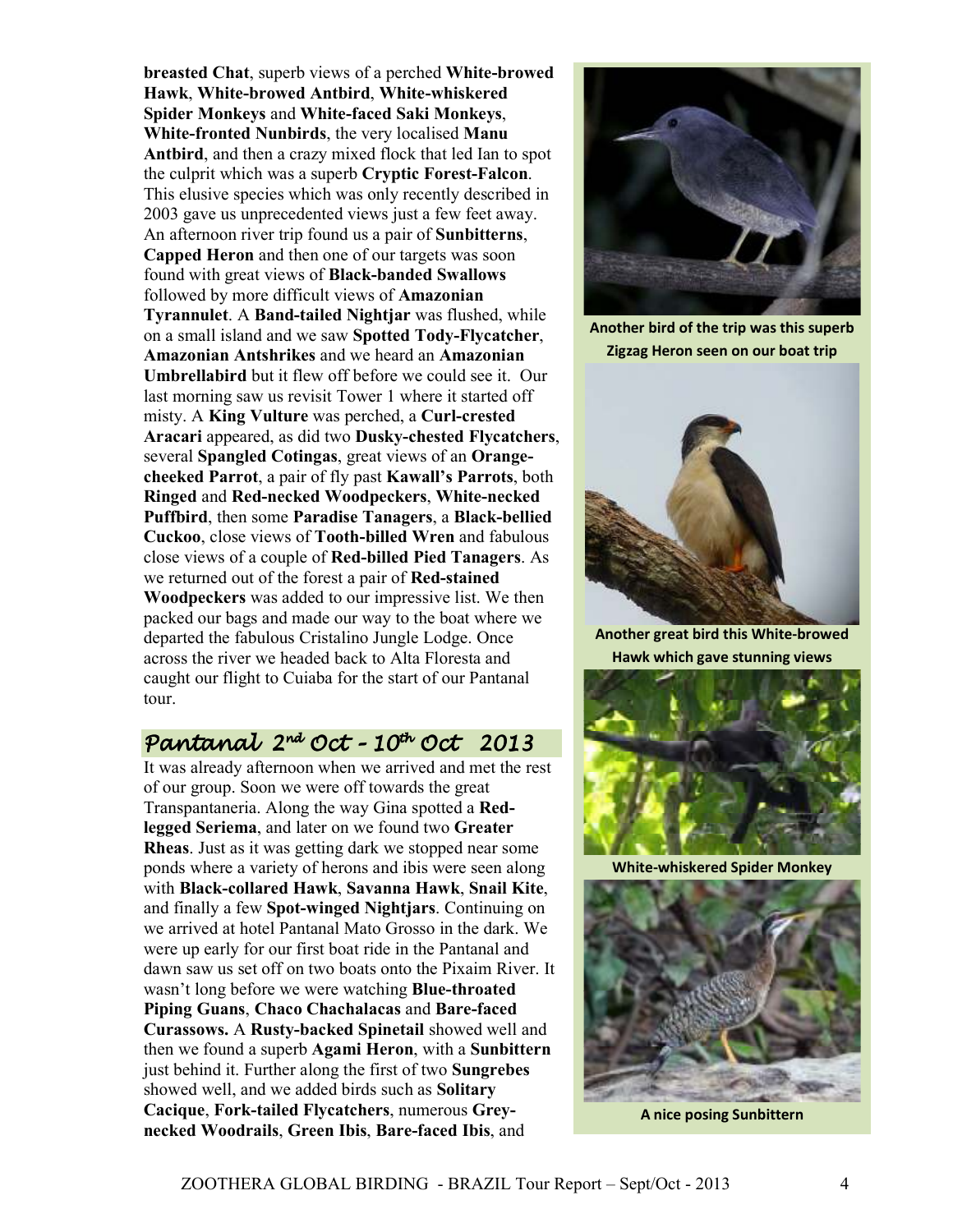**breasted Chat**, superb views of a perched **White-browed Hawk**, **White-browed Antbird**, **White-whiskered Spider Monkeys** and **White-faced Saki Monkeys**, **White-fronted Nunbirds**, the very localised **Manu Antbird**, and then a crazy mixed flock that led Ian to spot the culprit which was a superb **Cryptic Forest-Falcon**. This elusive species which was only recently described in 2003 gave us unprecedented views just a few feet away. An afternoon river trip found us a pair of **Sunbitterns**, **Capped Heron** and then one of our targets was soon found with great views of **Black-banded Swallows** followed by more difficult views of **Amazonian Tyrannulet**. A **Band-tailed Nightjar** was flushed, while on a small island and we saw **Spotted Tody-Flycatcher**, **Amazonian Antshrikes** and we heard an **Amazonian Umbrellabird** but it flew off before we could see it. Our last morning saw us revisit Tower 1 where it started off misty. A **King Vulture** was perched, a **Curl-crested Aracari** appeared, as did two **Dusky-chested Flycatchers**, several **Spangled Cotingas**, great views of an **Orange-cheeked Parrot**, a pair of fly past **Kawall's Parrots**, both **Ringed** and **Red-necked Woodpeckers**, **White-necked Puffbird**, then some **Paradise Tanagers**, a **Black-bellied Cuckoo**, close views of **Tooth-billed Wren** and fabulous close views of a couple of **Red-billed Pied Tanagers**. As we returned out of the forest a pair of **Red-stained Woodpeckers** was added to our impressive list. We then packed our bags and made our way to the boat where we departed the fabulous Cristalino Jungle Lodge. Once across the river we headed back to Alta Floresta and caught our flight to Cuiaba for the start of our Pantanal tour.

**Another bird of the trip was this superb Zigzag Heron seen on our boat trip**

**Another great bird this White-browed Hawk which gave stunning views**

**White-whiskered Spider Monkey**

**A nice posing Sunbittern**

## *Pantanal 2nd Oct – 10th Oct 2013*

It was already afternoon when we arrived and met the rest of our group. Soon we were off towards the great Transpantaneria. Along the way Gina spotted a **Red-legged Seriema**, and later on we found two **Greater Rheas**. Just as it was getting dark we stopped near some ponds where a variety of herons and ibis were seen along with **Black-collared Hawk**, **Savanna Hawk**, **Snail Kite**, and finally a few **Spot-winged Nightjars**. Continuing on we arrived at hotel Pantanal Mato Grosso in the dark. We were up early for our first boat ride in the Pantanal and dawn saw us set off on two boats onto the Pixaim River. It wasn't long before we were watching **Blue-throated Piping Guans**, **Chaco Chachalacas** and **Bare-faced Curassows.** A **Rusty-backed Spinetail** showed well and then we found a superb **Agami Heron**, with a **Sunbittern** just behind it. Further along the first of two **Sungrebes** showed well, and we added birds such as **Solitary Cacique**, **Fork-tailed Flycatchers**, numerous **Grey-necked Woodrails**, **Green Ibis**, **Bare-faced Ibis**, and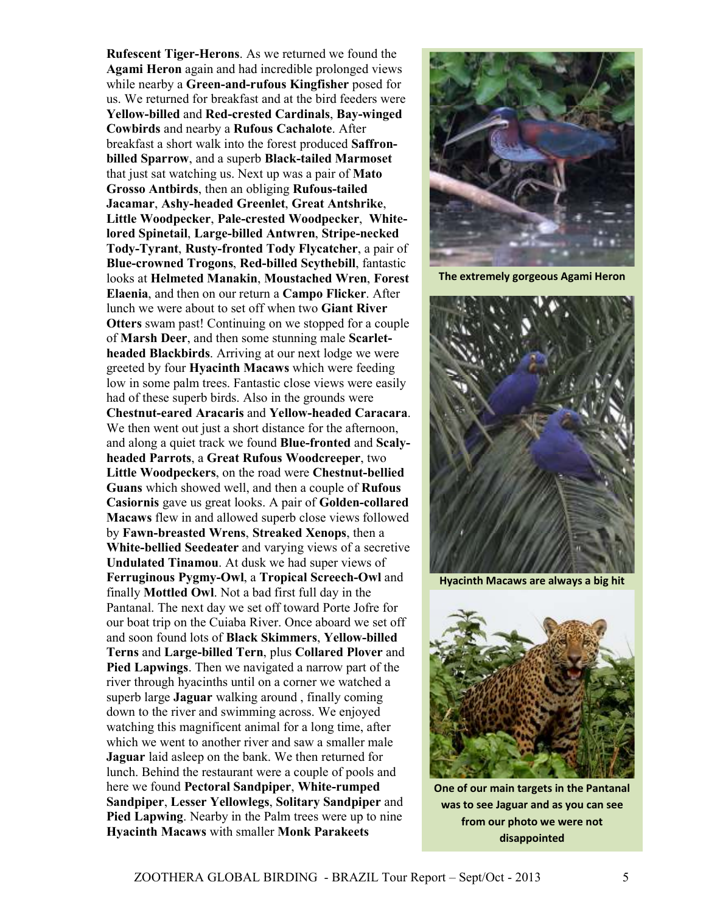**Rufescent Tiger-Herons**. As we returned we found the **Agami Heron** again and had incredible prolonged views while nearby a **Green-and-rufous Kingfisher** posed for us. We returned for breakfast and at the bird feeders were **Yellow-billed** and **Red-crested Cardinals**, **Bay-winged Cowbirds** and nearby a **Rufous Cachalote**. After breakfast a short walk into the forest produced **Saffron-billed Sparrow**, and a superb **Black-tailed Marmoset** that just sat watching us. Next up was a pair of **Mato Grosso Antbirds**, then an obliging **Rufous-tailed Jacamar**, **Ashy-headed Greenlet**, **Great Antshrike**, **Little Woodpecker**, **Pale-crested Woodpecker**, **White-lored Spinetail**, **Large-billed Antwren**, **Stripe-necked Tody-Tyrant**, **Rusty-fronted Tody Flycatcher**, a pair of **Blue-crowned Trogons**, **Red-billed Scythebill**, fantastic looks at **Helmeted Manakin**, **Moustached Wren**, **Forest Elaenia**, and then on our return a **Campo Flicker**. After lunch we were about to set off when two **Giant River Otters** swam past! Continuing on we stopped for a couple of **Marsh Deer**, and then some stunning male **Scarlet-headed Blackbirds**. Arriving at our next lodge we were greeted by four **Hyacinth Macaws** which were feeding low in some palm trees. Fantastic close views were easily had of these superb birds. Also in the grounds were **Chestnut-eared Aracaris** and **Yellow-headed Caracara**. We then went out just a short distance for the afternoon, and along a quiet track we found **Blue-fronted** and **Scaly-headed Parrots**, a **Great Rufous Woodcreeper**, two **Little Woodpeckers**, on the road were **Chestnut-bellied Guans** which showed well, and then a couple of **Rufous Casiornis** gave us great looks. A pair of **Golden-collared Macaws** flew in and allowed superb close views followed by **Fawn-breasted Wrens**, **Streaked Xenops**, then a **White-bellied Seedeater** and varying views of a secretive **Undulated Tinamou**. At dusk we had super views of **Ferruginous Pygmy-Owl**, a **Tropical Screech-Owl** and finally **Mottled Owl**. Not a bad first full day in the Pantanal. The next day we set off toward Porte Jofre for our boat trip on the Cuiaba River. Once aboard we set off and soon found lots of **Black Skimmers**, **Yellow-billed Terns** and **Large-billed Tern**, plus **Collared Plover** and **Pied Lapwings**. Then we navigated a narrow part of the river through hyacinths until on a corner we watched a superb large **Jaguar** walking around , finally coming down to the river and swimming across. We enjoyed watching this magnificent animal for a long time, after which we went to another river and saw a smaller male **Jaguar** laid asleep on the bank. We then returned for lunch. Behind the restaurant were a couple of pools and here we found **Pectoral Sandpiper**, **White-rumped Sandpiper**, **Lesser Yellowlegs**, **Solitary Sandpiper** and **Pied Lapwing**. Nearby in the Palm trees were up to nine **Hyacinth Macaws** with smaller **Monk Parakeets**

**The extremely gorgeous Agami Heron**

**Hyacinth Macaws are always a big hit**

**One of our main targets in the Pantanal was to see Jaguar and as you can see from our photo we were not disappointed**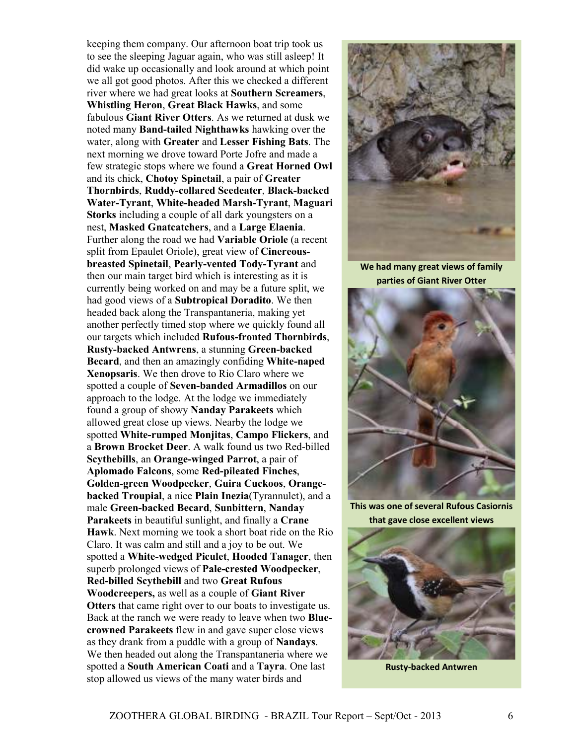keeping them company. Our afternoon boat trip took us to see the sleeping Jaguar again, who was still asleep! It did wake up occasionally and look around at which point we all got good photos. After this we checked a different river where we had great looks at **Southern Screamers**, **Whistling Heron**, **Great Black Hawks**, and some fabulous **Giant River Otters**. As we returned at dusk we noted many **Band-tailed Nighthawks** hawking over the water, along with **Greater** and **Lesser Fishing Bats**. The next morning we drove toward Porte Jofre and made a few strategic stops where we found a **Great Horned Owl** and its chick, **Chotoy Spinetail**, a pair of **Greater Thornbirds**, **Ruddy-collared Seedeater**, **Black-backed Water-Tyrant**, **White-headed Marsh-Tyrant**, **Maguari Storks** including a couple of all dark youngsters on a nest, **Masked Gnatcatchers**, and a **Large Elaenia**. Further along the road we had **Variable Oriole** (a recent split from Epaulet Oriole), great view of **Cinereous-breasted Spinetail**, **Pearly-vented Tody-Tyrant** and then our main target bird which is interesting as it is currently being worked on and may be a future split, we had good views of a **Subtropical Doradito**. We then headed back along the Transpantaneria, making yet another perfectly timed stop where we quickly found all our targets which included **Rufous-fronted Thornbirds**, **Rusty-backed Antwrens**, a stunning **Green-backed Becard**, and then an amazingly confiding **White-naped Xenopsaris**. We then drove to Rio Claro where we spotted a couple of **Seven-banded Armadillos** on our approach to the lodge. At the lodge we immediately found a group of showy **Nanday Parakeets** which allowed great close up views. Nearby the lodge we spotted **White-rumped Monjitas**, **Campo Flickers**, and a **Brown Brocket Deer**. A walk found us two Red-billed **Scythebills**, an **Orange-winged Parrot**, a pair of **Aplomado Falcons**, some **Red-pileated Finches**, **Golden-green Woodpecker**, **Guira Cuckoos**, **Orange-backed Troupial**, a nice **Plain Inezia**(Tyrannulet), and a male **Green-backed Becard**, **Sunbittern**, **Nanday Parakeets** in beautiful sunlight, and finally a **Crane Hawk**. Next morning we took a short boat ride on the Rio Claro. It was calm and still and a joy to be out. We spotted a **White-wedged Piculet**, **Hooded Tanager**, then superb prolonged views of **Pale-crested Woodpecker**, **Red-billed Scythebill** and two **Great Rufous Woodcreepers,** as well as a couple of **Giant River Otters** that came right over to our boats to investigate us. Back at the ranch we were ready to leave when two **Blue-crowned Parakeets** flew in and gave super close views as they drank from a puddle with a group of **Nandays**. We then headed out along the Transpantaneria where we spotted a **South American Coati** and a **Tayra**. One last stop allowed us views of the many water birds and

**We had many great views of family parties of Giant River Otter**

**This was one of several Rufous Casiornis that gave close excellent views**

**Rusty-backed Antwren**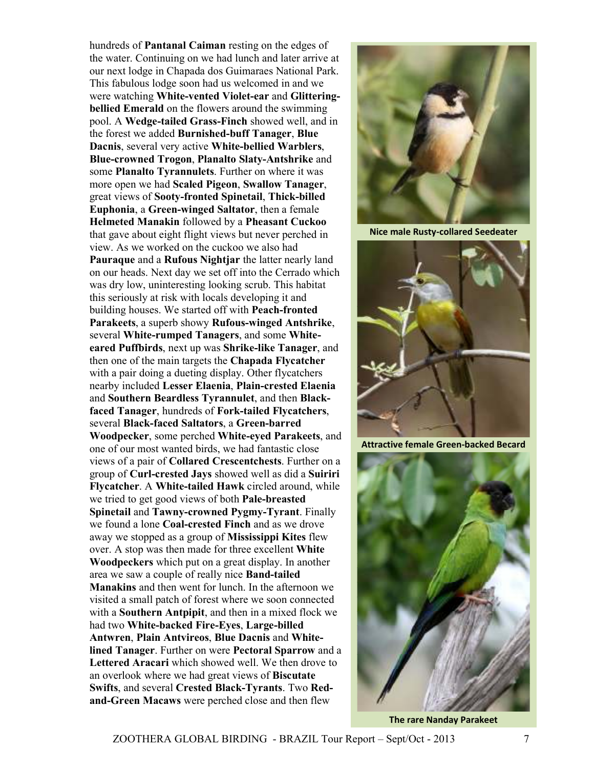hundreds of **Pantanal Caiman** resting on the edges of the water. Continuing on we had lunch and later arrive at our next lodge in Chapada dos Guimaraes National Park. This fabulous lodge soon had us welcomed in and we were watching **White-vented Violet-ear** and **Glittering-bellied Emerald** on the flowers around the swimming pool. A **Wedge-tailed Grass-Finch** showed well, and in the forest we added **Burnished-buff Tanager**, **Blue Dacnis**, several very active **White-bellied Warblers**, **Blue-crowned Trogon**, **Planalto Slaty-Antshrike** and some **Planalto Tyrannulets**. Further on where it was more open we had **Scaled Pigeon**, **Swallow Tanager**, great views of **Sooty-fronted Spinetail**, **Thick-billed Euphonia**, a **Green-winged Saltator**, then a female **Helmeted Manakin** followed by a **Pheasant Cuckoo** that gave about eight flight views but never perched in view. As we worked on the cuckoo we also had **Pauraque** and a **Rufous Nightjar** the latter nearly land on our heads. Next day we set off into the Cerrado which was dry low, uninteresting looking scrub. This habitat this seriously at risk with locals developing it and building houses. We started off with **Peach-fronted Parakeets**, a superb showy **Rufous-winged Antshrike**, several **White-rumped Tanagers**, and some **White-eared Puffbirds**, next up was **Shrike-like Tanager**, and then one of the main targets the **Chapada Flycatcher** with a pair doing a dueting display. Other flycatchers nearby included **Lesser Elaenia**, **Plain-crested Elaenia** and **Southern Beardless Tyrannulet**, and then **Black-faced Tanager**, hundreds of **Fork-tailed Flycatchers**, several **Black-faced Saltators**, a **Green-barred Woodpecker**, some perched **White-eyed Parakeets**, and one of our most wanted birds, we had fantastic close views of a pair of **Collared Crescentchests**. Further on a group of **Curl-crested Jays** showed well as did a **Suiriri Flycatcher**. A **White-tailed Hawk** circled around, while we tried to get good views of both **Pale-breasted Spinetail** and **Tawny-crowned Pygmy-Tyrant**. Finally we found a lone **Coal-crested Finch** and as we drove away we stopped as a group of **Mississippi Kites** flew over. A stop was then made for three excellent **White Woodpeckers** which put on a great display. In another area we saw a couple of really nice **Band-tailed Manakins** and then went for lunch. In the afternoon we visited a small patch of forest where we soon connected with a **Southern Antpipit**, and then in a mixed flock we had two **White-backed Fire-Eyes**, **Large-billed Antwren**, **Plain Antvireos**, **Blue Dacnis** and **White-lined Tanager**. Further on were **Pectoral Sparrow** and a **Lettered Aracari** which showed well. We then drove to an overlook where we had great views of **Biscutate Swifts**, and several **Crested Black-Tyrants**. Two **Red-and-Green Macaws** were perched close and then flew

**Nice male Rusty-collared Seedeater**

**Attractive female Green-backed Becard**

**The rare Nanday Parakeet**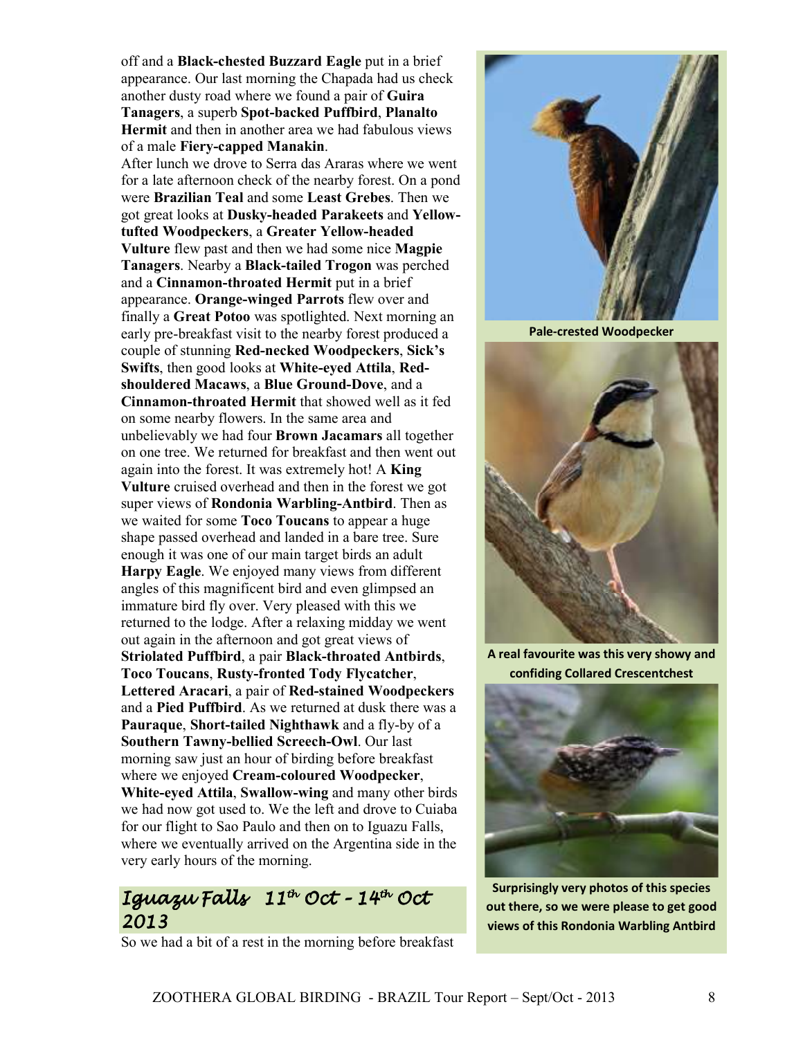off and a **Black-chested Buzzard Eagle** put in a brief appearance. Our last morning the Chapada had us check another dusty road where we found a pair of **Guira Tanagers**, a superb **Spot-backed Puffbird**, **Planalto Hermit** and then in another area we had fabulous views of a male **Fiery-capped Manakin**.

After lunch we drove to Serra das Araras where we went for a late afternoon check of the nearby forest. On a pond were **Brazilian Teal** and some **Least Grebes**. Then we got great looks at **Dusky-headed Parakeets** and **Yellow-tufted Woodpeckers**, a **Greater Yellow-headed Vulture** flew past and then we had some nice **Magpie Tanagers**. Nearby a **Black-tailed Trogon** was perched and a **Cinnamon-throated Hermit** put in a brief appearance. **Orange-winged Parrots** flew over and finally a **Great Potoo** was spotlighted. Next morning an early pre-breakfast visit to the nearby forest produced a couple of stunning **Red-necked Woodpeckers**, **Sick's Swifts**, then good looks at **White-eyed Attila**, **Red-shouldered Macaws**, a **Blue Ground-Dove**, and a **Cinnamon-throated Hermit** that showed well as it fed on some nearby flowers. In the same area and unbelievably we had four **Brown Jacamars** all together on one tree. We returned for breakfast and then went out again into the forest. It was extremely hot! A **King Vulture** cruised overhead and then in the forest we got super views of **Rondonia Warbling-Antbird**. Then as we waited for some **Toco Toucans** to appear a huge shape passed overhead and landed in a bare tree. Sure enough it was one of our main target birds an adult **Harpy Eagle**. We enjoyed many views from different angles of this magnificent bird and even glimpsed an immature bird fly over. Very pleased with this we returned to the lodge. After a relaxing midday we went out again in the afternoon and got great views of **Striolated Puffbird**, a pair **Black-throated Antbirds**, **Toco Toucans**, **Rusty-fronted Tody Flycatcher**, **Lettered Aracari**, a pair of **Red-stained Woodpeckers** and a **Pied Puffbird**. As we returned at dusk there was a **Pauraque**, **Short-tailed Nighthawk** and a fly-by of a **Southern Tawny-bellied Screech-Owl**. Our last morning saw just an hour of birding before breakfast where we enjoyed **Cream-coloured Woodpecker**, **White-eyed Attila**, **Swallow-wing** and many other birds we had now got used to. We the left and drove to Cuiaba for our flight to Sao Paulo and then on to Iguazu Falls, where we eventually arrived on the Argentina side in the very early hours of the morning.

**Pale-crested Woodpecker**

**A real favourite was this very showy and confiding Collared Crescentchest**

**Surprisingly very photos of this species out there, so we were please to get good views of this Rondonia Warbling Antbird**

## *Iguazu Falls 11th Oct – 14th Oct 2013*

So we had a bit of a rest in the morning before breakfast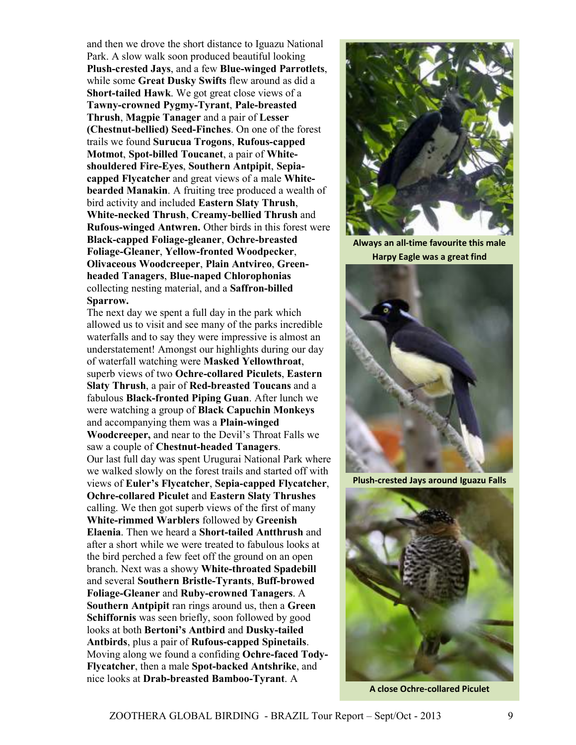and then we drove the short distance to Iguazu National Park. A slow walk soon produced beautiful looking **Plush-crested Jays**, and a few **Blue-winged Parrotlets**, while some **Great Dusky Swifts** flew around as did a **Short-tailed Hawk**. We got great close views of a **Tawny-crowned Pygmy-Tyrant**, **Pale-breasted Thrush**, **Magpie Tanager** and a pair of **Lesser (Chestnut-bellied) Seed-Finches**. On one of the forest trails we found **Surucua Trogons**, **Rufous-capped Motmot**, **Spot-billed Toucanet**, a pair of **White-shouldered Fire-Eyes**, **Southern Antpipit**, **Sepia-capped Flycatcher** and great views of a male **White-bearded Manakin**. A fruiting tree produced a wealth of bird activity and included **Eastern Slaty Thrush**, **White-necked Thrush**, **Creamy-bellied Thrush** and **Rufous-winged Antwren.** Other birds in this forest were **Black-capped Foliage-gleaner**, **Ochre-breasted Foliage-Gleaner**, **Yellow-fronted Woodpecker**, **Olivaceous Woodcreeper**, **Plain Antvireo**, **Green-headed Tanagers**, **Blue-naped Chlorophonias** collecting nesting material, and a **Saffron-billed Sparrow.**

The next day we spent a full day in the park which allowed us to visit and see many of the parks incredible waterfalls and to say they were impressive is almost an understatement! Amongst our highlights during our day of waterfall watching were **Masked Yellowthroat**, superb views of two **Ochre-collared Piculets**, **Eastern Slaty Thrush**, a pair of **Red-breasted Toucans** and a fabulous **Black-fronted Piping Guan**. After lunch we were watching a group of **Black Capuchin Monkeys** and accompanying them was a **Plain-winged Woodcreeper,** and near to the Devil's Throat Falls we saw a couple of **Chestnut-headed Tanagers**.

Our last full day was spent Urugurai National Park where we walked slowly on the forest trails and started off with views of **Euler's Flycatcher**, **Sepia-capped Flycatcher**, **Ochre-collared Piculet** and **Eastern Slaty Thrushes** calling. We then got superb views of the first of many **White-rimmed Warblers** followed by **Greenish Elaenia**. Then we heard a **Short-tailed Antthrush** and after a short while we were treated to fabulous looks at the bird perched a few feet off the ground on an open branch. Next was a showy **White-throated Spadebill** and several **Southern Bristle-Tyrants**, **Buff-browed Foliage-Gleaner** and **Ruby-crowned Tanagers**. A **Southern Antpipit** ran rings around us, then a **Green Schiffornis** was seen briefly, soon followed by good looks at both **Bertoni's Antbird** and **Dusky-tailed Antbirds**, plus a pair of **Rufous-capped Spinetails**. Moving along we found a confiding **Ochre-faced Tody-Flycatcher**, then a male **Spot-backed Antshrike**, and nice looks at **Drab-breasted Bamboo-Tyrant**. A

**Always an all-time favourite this male Harpy Eagle was a great find**

**Plush-crested Jays around Iguazu Falls**

**A close Ochre-collared Piculet**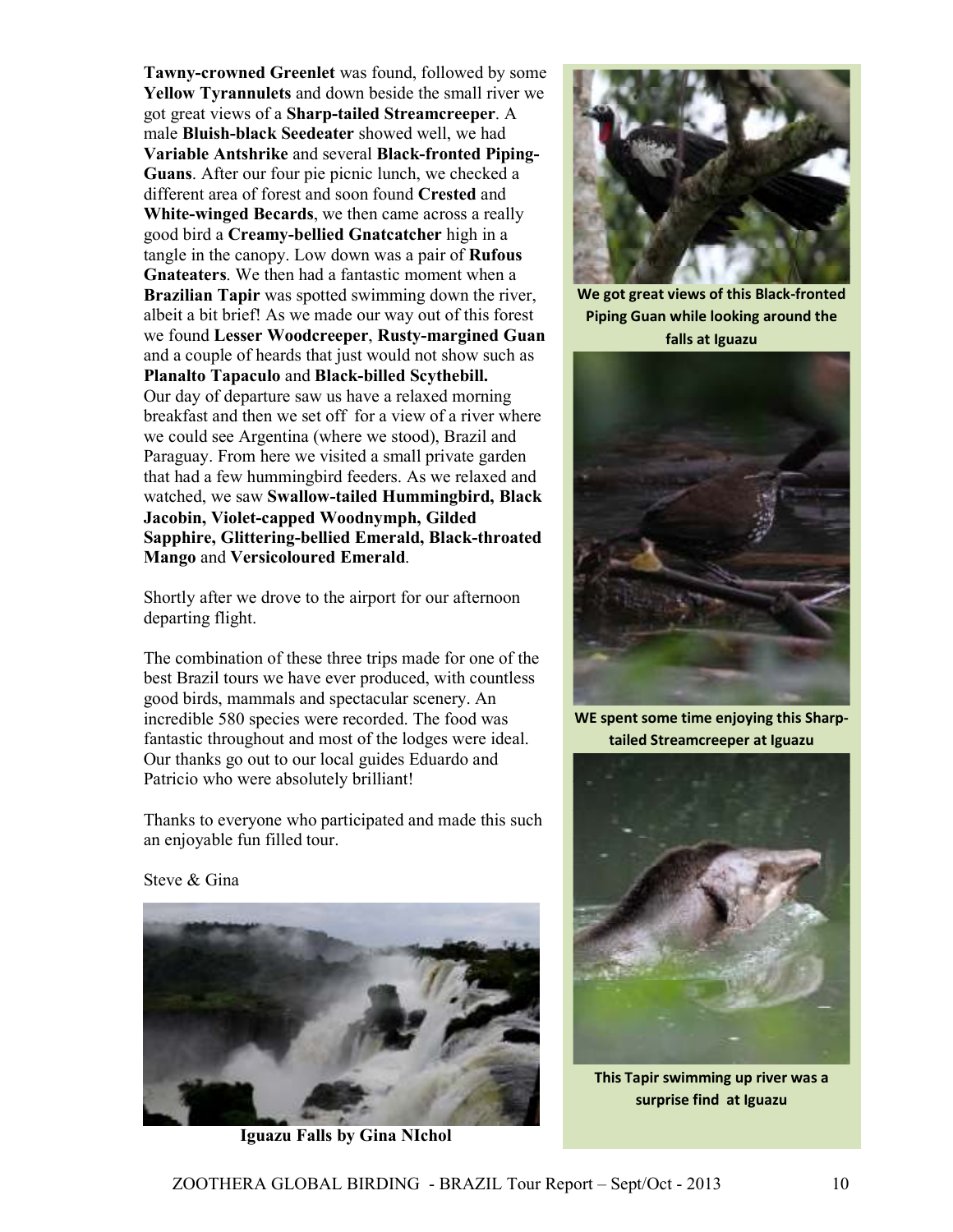**Tawny-crowned Greenlet** was found, followed by some **Yellow Tyrannulets** and down beside the small river we got great views of a **Sharp-tailed Streamcreeper**. A male **Bluish-black Seedeater** showed well, we had **Variable Antshrike** and several **Black-fronted Piping-Guans**. After our four pie picnic lunch, we checked a different area of forest and soon found **Crested** and **White-winged Becards**, we then came across a really good bird a **Creamy-bellied Gnatcatcher** high in a tangle in the canopy. Low down was a pair of **Rufous Gnateaters**. We then had a fantastic moment when a **Brazilian Tapir** was spotted swimming down the river, albeit a bit brief! As we made our way out of this forest we found **Lesser Woodcreeper**, **Rusty-margined Guan** and a couple of heards that just would not show such as **Planalto Tapaculo** and **Black-billed Scythebill.** Our day of departure saw us have a relaxed morning breakfast and then we set off for a view of a river where we could see Argentina (where we stood), Brazil and Paraguay. From here we visited a small private garden that had a few hummingbird feeders. As we relaxed and watched, we saw **Swallow-tailed Hummingbird, Black Jacobin, Violet-capped Woodnymph, Gilded Sapphire, Glittering-bellied Emerald, Black-throated Mango** and **Versicoloured Emerald**.

Shortly after we drove to the airport for our afternoon departing flight.

The combination of these three trips made for one of the best Brazil tours we have ever produced, with countless good birds, mammals and spectacular scenery. An incredible 580 species were recorded. The food was fantastic throughout and most of the lodges were ideal. Our thanks go out to our local guides Eduardo and Patricio who were absolutely brilliant!

Thanks to everyone who participated and made this such an enjoyable fun filled tour.

Steve & Gina

**Iguazu Falls by Gina NIchol**

**We got great views of this Black-fronted Piping Guan while looking around the falls at Iguazu**

**WE spent some time enjoying this Sharp-tailed Streamcreeper at Iguazu**

**This Tapir swimming up river was a surprise find at Iguazu**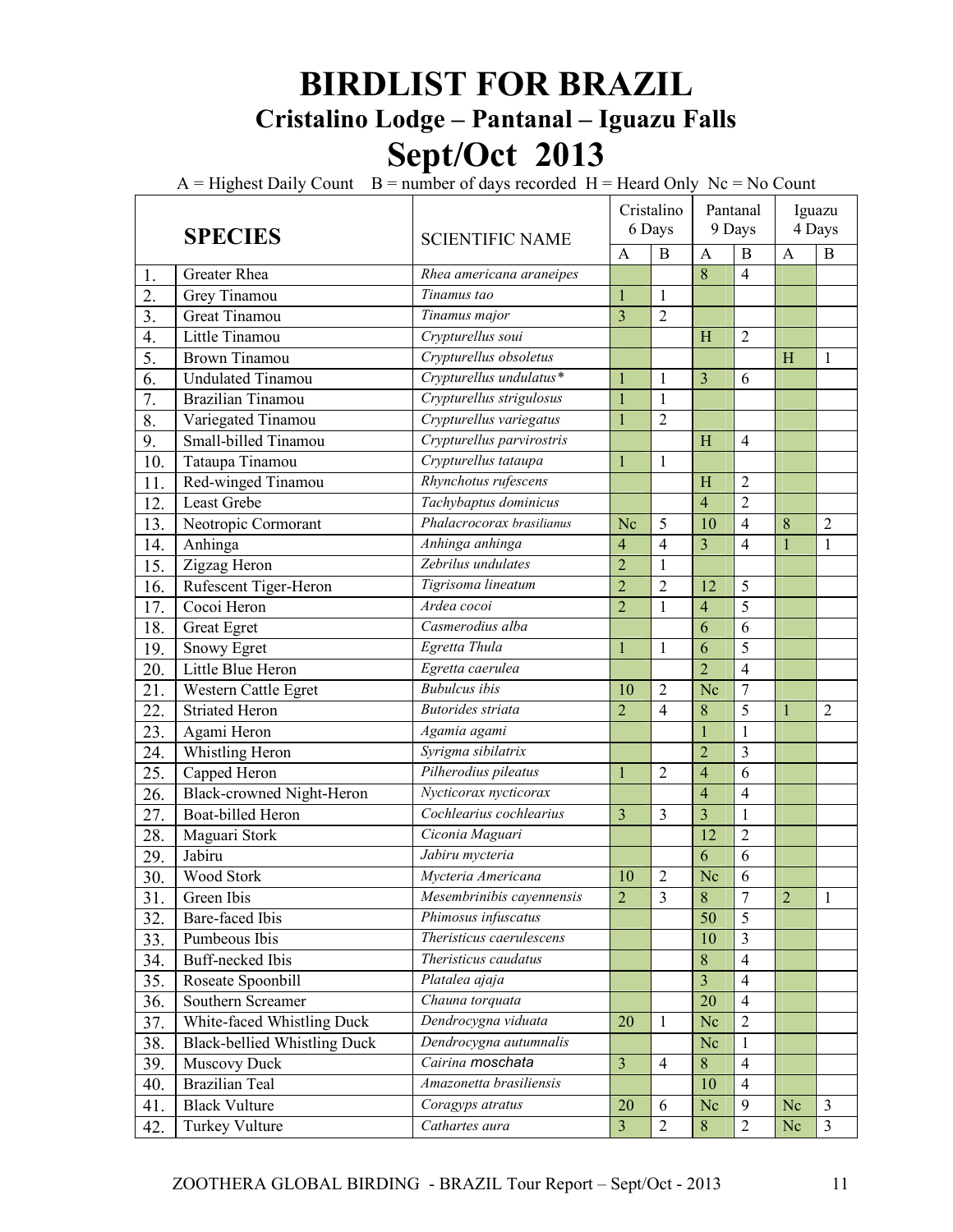# BIRDLIST FOR BRAZIL

## Cristalino Lodge – Pantanal – Iguazu Falls

# Sept/Oct 2013

A = Highest Daily Count B = number of days recorded H = Heard Only Nc = No Count

| | SPECIES | SCIENTIFIC NAME | Cristalino 6 Days | | Pantanal 9 Days | | Iguazu 4 Days | |
|---|---|---|---|---|---|---|---|---|
| | | | A | B | A | B | A | B |
| 1. | Greater Rhea | *Rhea americana araneipes* | | | 8 | 4 | | |
| 2. | Grey Tinamou | *Tinamus tao* | 1 | 1 | | | | |
| 3. | Great Tinamou | *Tinamus major* | 3 | 2 | | | | |
| 4. | Little Tinamou | *Crypturellus soui* | | | H | 2 | | |
| 5. | Brown Tinamou | *Crypturellus obsoletus* | | | | | H | 1 |
| 6. | Undulated Tinamou | *Crypturellus undulatus** | 1 | 1 | 3 | 6 | | |
| 7. | Brazilian Tinamou | *Crypturellus strigulosus* | 1 | 1 | | | | |
| 8. | Variegated Tinamou | *Crypturellus variegatus* | 1 | 2 | | | | |
| 9. | Small-billed Tinamou | *Crypturellus parvirostris* | | | H | 4 | | |
| 10. | Tataupa Tinamou | *Crypturellus tataupa* | 1 | 1 | | | | |
| 11. | Red-winged Tinamou | *Rhynchotus rufescens* | | | H | 2 | | |
| 12. | Least Grebe | *Tachybaptus dominicus* | | | 4 | 2 | | |
| 13. | Neotropic Cormorant | *Phalacrocorax brasilianus* | Nc | 5 | 10 | 4 | 8 | 2 |
| 14. | Anhinga | *Anhinga anhinga* | 4 | 4 | 3 | 4 | 1 | 1 |
| 15. | Zigzag Heron | *Zebrilus undulates* | 2 | 1 | | | | |
| 16. | Rufescent Tiger-Heron | *Tigrisoma lineatum* | 2 | 2 | 12 | 5 | | |
| 17. | Cocoi Heron | *Ardea cocoi* | 2 | 1 | 4 | 5 | | |
| 18. | Great Egret | *Casmerodius alba* | | | 6 | 6 | | |
| 19. | Snowy Egret | *Egretta Thula* | 1 | 1 | 6 | 5 | | |
| 20. | Little Blue Heron | *Egretta caerulea* | | | 2 | 4 | | |
| 21. | Western Cattle Egret | *Bubulcus ibis* | 10 | 2 | Nc | 7 | | |
| 22. | Striated Heron | *Butorides striata* | 2 | 4 | 8 | 5 | 1 | 2 |
| 23. | Agami Heron | *Agamia agami* | | | 1 | 1 | | |
| 24. | Whistling Heron | *Syrigma sibilatrix* | | | 2 | 3 | | |
| 25. | Capped Heron | *Pilherodius pileatus* | 1 | 2 | 4 | 6 | | |
| 26. | Black-crowned Night-Heron | *Nycticorax nycticorax* | | | 4 | 4 | | |
| 27. | Boat-billed Heron | *Cochlearius cochlearius* | 3 | 3 | 3 | 1 | | |
| 28. | Maguari Stork | *Ciconia Maguari* | | | 12 | 2 | | |
| 29. | Jabiru | *Jabiru mycteria* | | | 6 | 6 | | |
| 30. | Wood Stork | *Mycteria Americana* | 10 | 2 | Nc | 6 | | |
| 31. | Green Ibis | *Mesembrinibis cayennensis* | 2 | 3 | 8 | 7 | 2 | 1 |
| 32. | Bare-faced Ibis | *Phimosus infuscatus* | | | 50 | 5 | | |
| 33. | Pumbeous Ibis | *Theristicus caerulescens* | | | 10 | 3 | | |
| 34. | Buff-necked Ibis | *Theristicus caudatus* | | | 8 | 4 | | |
| 35. | Roseate Spoonbill | *Platalea ajaja* | | | 3 | 4 | | |
| 36. | Southern Screamer | *Chauna torquata* | | | 20 | 4 | | |
| 37. | White-faced Whistling Duck | *Dendrocygna viduata* | 20 | 1 | Nc | 2 | | |
| 38. | Black-bellied Whistling Duck | *Dendrocygna autumnalis* | | | Nc | 1 | | |
| 39. | Muscovy Duck | *Cairina moschata* | 3 | 4 | 8 | 4 | | |
| 40. | Brazilian Teal | *Amazonetta brasiliensis* | | | 10 | 4 | | |
| 41. | Black Vulture | *Coragyps atratus* | 20 | 6 | Nc | 9 | Nc | 3 |
| 42. | Turkey Vulture | *Cathartes aura* | 3 | 2 | 8 | 2 | Nc | 3 |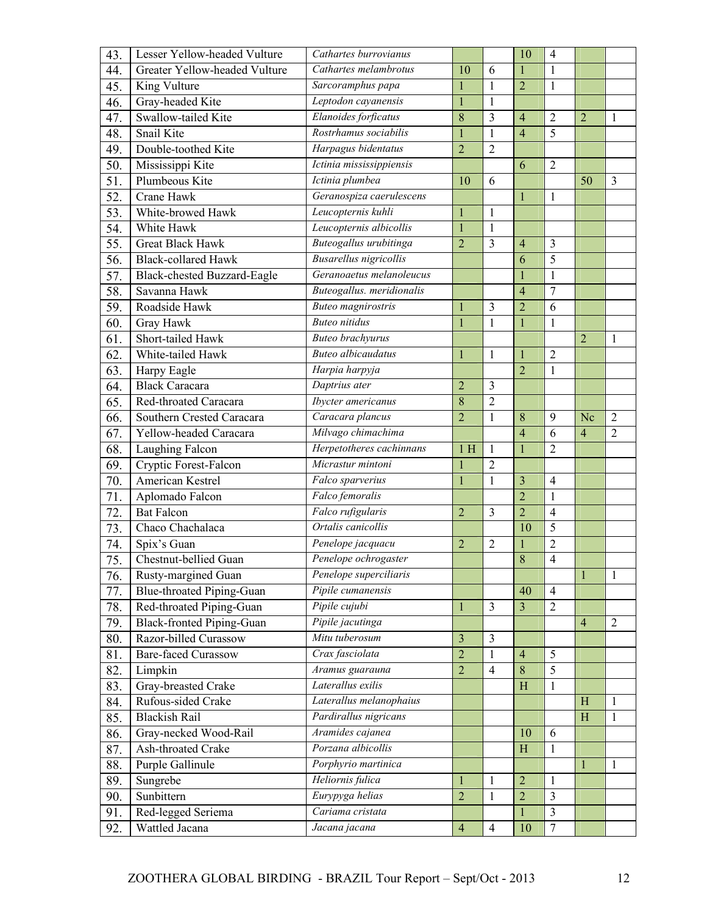| 43. | Lesser Yellow-headed Vulture | *Cathartes burrovianus* | | | 10 | 4 | | |
|---|---|---|---|---|---|---|---|---|
| 44. | Greater Yellow-headed Vulture | *Cathartes melambrotus* | 10 | 6 | 1 | 1 | | |
| 45. | King Vulture | *Sarcoramphus papa* | 1 | 1 | 2 | 1 | | |
| 46. | Gray-headed Kite | *Leptodon cayanensis* | 1 | 1 | | | | |
| 47. | Swallow-tailed Kite | *Elanoides forficatus* | 8 | 3 | 4 | 2 | 2 | 1 |
| 48. | Snail Kite | *Rostrhamus sociabilis* | 1 | 1 | 4 | 5 | | |
| 49. | Double-toothed Kite | *Harpagus bidentatus* | 2 | 2 | | | | |
| 50. | Mississippi Kite | *Ictinia mississippiensis* | | | 6 | 2 | | |
| 51. | Plumbeous Kite | *Ictinia plumbea* | 10 | 6 | | | 50 | 3 |
| 52. | Crane Hawk | *Geranospiza caerulescens* | | | 1 | 1 | | |
| 53. | White-browed Hawk | *Leucopternis kuhli* | 1 | 1 | | | | |
| 54. | White Hawk | *Leucopternis albicollis* | 1 | 1 | | | | |
| 55. | Great Black Hawk | *Buteogallus urubitinga* | 2 | 3 | 4 | 3 | | |
| 56. | Black-collared Hawk | *Busarellus nigricollis* | | | 6 | 5 | | |
| 57. | Black-chested Buzzard-Eagle | *Geranoaetus melanoleucus* | | | 1 | 1 | | |
| 58. | Savanna Hawk | *Buteogallus. meridionalis* | | | 4 | 7 | | |
| 59. | Roadside Hawk | *Buteo magnirostris* | 1 | 3 | 2 | 6 | | |
| 60. | Gray Hawk | *Buteo nitidus* | 1 | 1 | 1 | 1 | | |
| 61. | Short-tailed Hawk | *Buteo brachyurus* | | | | | 2 | 1 |
| 62. | White-tailed Hawk | *Buteo albicaudatus* | 1 | 1 | 1 | 2 | | |
| 63. | Harpy Eagle | *Harpia harpyja* | | | 2 | 1 | | |
| 64. | Black Caracara | *Daptrius ater* | 2 | 3 | | | | |
| 65. | Red-throated Caracara | *Ibycter americanus* | 8 | 2 | | | | |
| 66. | Southern Crested Caracara | *Caracara plancus* | 2 | 1 | 8 | 9 | Nc | 2 |
| 67. | Yellow-headed Caracara | *Milvago chimachima* | | | 4 | 6 | 4 | 2 |
| 68. | Laughing Falcon | *Herpetotheres cachinnans* | 1 H | 1 | 1 | 2 | | |
| 69. | Cryptic Forest-Falcon | *Micrastur mintoni* | 1 | 2 | | | | |
| 70. | American Kestrel | *Falco sparverius* | 1 | 1 | 3 | 4 | | |
| 71. | Aplomado Falcon | *Falco femoralis* | | | 2 | 1 | | |
| 72. | Bat Falcon | *Falco rufigularis* | 2 | 3 | 2 | 4 | | |
| 73. | Chaco Chachalaca | *Ortalis canicollis* | | | 10 | 5 | | |
| 74. | Spix's Guan | *Penelope jacquacu* | 2 | 2 | 1 | 2 | | |
| 75. | Chestnut-bellied Guan | *Penelope ochrogaster* | | | 8 | 4 | | |
| 76. | Rusty-margined Guan | *Penelope superciliaris* | | | | | 1 | 1 |
| 77. | Blue-throated Piping-Guan | *Pipile cumanensis* | | | 40 | 4 | | |
| 78. | Red-throated Piping-Guan | *Pipile cujubi* | 1 | 3 | 3 | 2 | | |
| 79. | Black-fronted Piping-Guan | *Pipile jacutinga* | | | | | 4 | 2 |
| 80. | Razor-billed Curassow | *Mitu tuberosum* | 3 | 3 | | | | |
| 81. | Bare-faced Curassow | *Crax fasciolata* | 2 | 1 | 4 | 5 | | |
| 82. | Limpkin | *Aramus guarauna* | 2 | 4 | 8 | 5 | | |
| 83. | Gray-breasted Crake | *Laterallus exilis* | | | H | 1 | | |
| 84. | Rufous-sided Crake | *Laterallus melanophaius* | | | | | H | 1 |
| 85. | Blackish Rail | *Pardirallus nigricans* | | | | | H | 1 |
| 86. | Gray-necked Wood-Rail | *Aramides cajanea* | | | 10 | 6 | | |
| 87. | Ash-throated Crake | *Porzana albicollis* | | | H | 1 | | |
| 88. | Purple Gallinule | *Porphyrio martinica* | | | | | 1 | 1 |
| 89. | Sungrebe | *Heliornis fulica* | 1 | 1 | 2 | 1 | | |
| 90. | Sunbittern | *Eurypyga helias* | 2 | 1 | 2 | 3 | | |
| 91. | Red-legged Seriema | *Cariama cristata* | | | 1 | 3 | | |
| 92. | Wattled Jacana | *Jacana jacana* | 4 | 4 | 10 | 7 | | |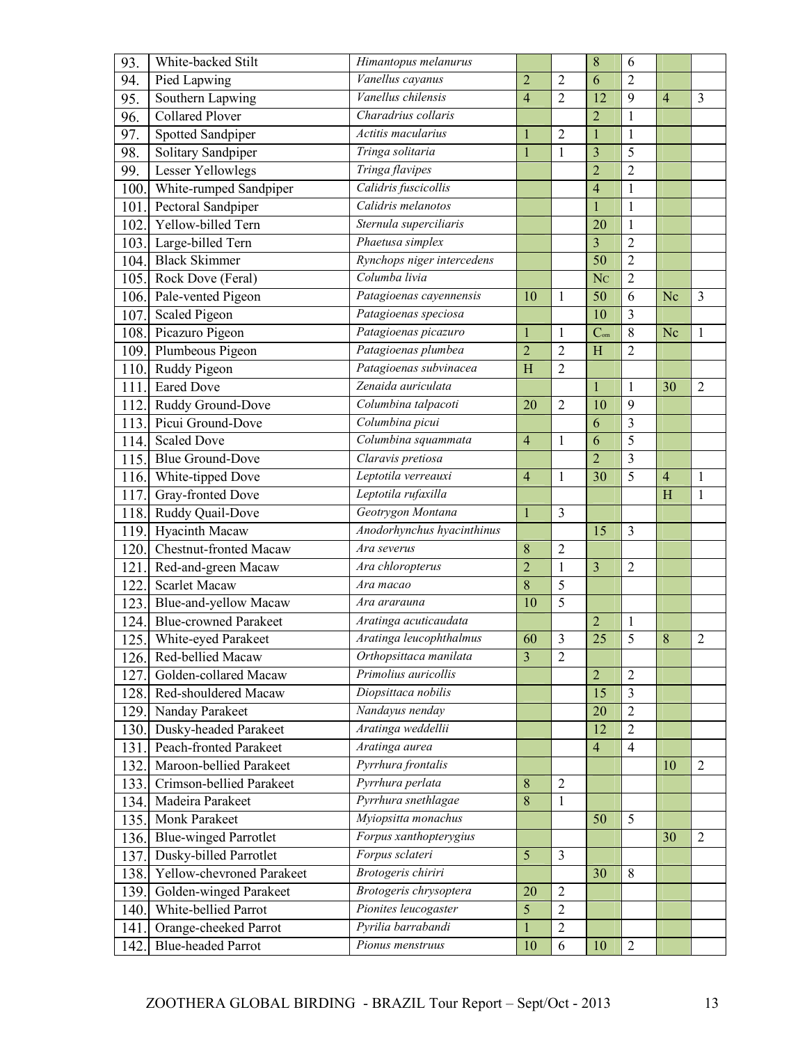| | | | | | | | | |
|---|---|---|---|---|---|---|---|---|
| 93. | White-backed Stilt | *Himantopus melanurus* | | | 8 | 6 | | |
| 94. | Pied Lapwing | *Vanellus cayanus* | 2 | 2 | 6 | 2 | | |
| 95. | Southern Lapwing | *Vanellus chilensis* | 4 | 2 | 12 | 9 | 4 | 3 |
| 96. | Collared Plover | *Charadrius collaris* | | | 2 | 1 | | |
| 97. | Spotted Sandpiper | *Actitis macularius* | 1 | 2 | 1 | 1 | | |
| 98. | Solitary Sandpiper | *Tringa solitaria* | 1 | 1 | 3 | 5 | | |
| 99. | Lesser Yellowlegs | *Tringa flavipes* | | | 2 | 2 | | |
| 100. | White-rumped Sandpiper | *Calidris fuscicollis* | | | 4 | 1 | | |
| 101. | Pectoral Sandpiper | *Calidris melanotos* | | | 1 | 1 | | |
| 102. | Yellow-billed Tern | *Sternula superciliaris* | | | 20 | 1 | | |
| 103. | Large-billed Tern | *Phaetusa simplex* | | | 3 | 2 | | |
| 104. | Black Skimmer | *Rynchops niger intercedens* | | | 50 | 2 | | |
| 105. | Rock Dove (Feral) | *Columba livia* | | | Nc | 2 | | |
| 106. | Pale-vented Pigeon | *Patagioenas cayennensis* | 10 | 1 | 50 | 6 | Nc | 3 |
| 107. | Scaled Pigeon | *Patagioenas speciosa* | | | 10 | 3 | | |
| 108. | Picazuro Pigeon | *Patagioenas picazuro* | 1 | 1 | Com | 8 | Nc | 1 |
| 109. | Plumbeous Pigeon | *Patagioenas plumbea* | 2 | 2 | H | 2 | | |
| 110. | Ruddy Pigeon | *Patagioenas subvinacea* | H | 2 | | | | |
| 111. | Eared Dove | *Zenaida auriculata* | | | 1 | 1 | 30 | 2 |
| 112. | Ruddy Ground-Dove | *Columbina talpacoti* | 20 | 2 | 10 | 9 | | |
| 113. | Picui Ground-Dove | *Columbina picui* | | | 6 | 3 | | |
| 114. | Scaled Dove | *Columbina squammata* | 4 | 1 | 6 | 5 | | |
| 115. | Blue Ground-Dove | *Claravis pretiosa* | | | 2 | 3 | | |
| 116. | White-tipped Dove | *Leptotila verreauxi* | 4 | 1 | 30 | 5 | 4 | 1 |
| 117. | Gray-fronted Dove | *Leptotila rufaxilla* | | | | | H | 1 |
| 118. | Ruddy Quail-Dove | *Geotrygon Montana* | 1 | 3 | | | | |
| 119. | Hyacinth Macaw | *Anodorhynchus hyacinthinus* | | | 15 | 3 | | |
| 120. | Chestnut-fronted Macaw | *Ara severus* | 8 | 2 | | | | |
| 121. | Red-and-green Macaw | *Ara chloropterus* | 2 | 1 | 3 | 2 | | |
| 122. | Scarlet Macaw | *Ara macao* | 8 | 5 | | | | |
| 123. | Blue-and-yellow Macaw | *Ara ararauna* | 10 | 5 | | | | |
| 124. | Blue-crowned Parakeet | *Aratinga acuticaudata* | | | 2 | 1 | | |
| 125. | White-eyed Parakeet | *Aratinga leucophthalmus* | 60 | 3 | 25 | 5 | 8 | 2 |
| 126. | Red-bellied Macaw | *Orthopsittaca manilata* | 3 | 2 | | | | |
| 127. | Golden-collared Macaw | *Primolius auricollis* | | | 2 | 2 | | |
| 128. | Red-shouldered Macaw | *Diopsittaca nobilis* | | | 15 | 3 | | |
| 129. | Nanday Parakeet | *Nandayus nenday* | | | 20 | 2 | | |
| 130. | Dusky-headed Parakeet | *Aratinga weddellii* | | | 12 | 2 | | |
| 131. | Peach-fronted Parakeet | *Aratinga aurea* | | | 4 | 4 | | |
| 132. | Maroon-bellied Parakeet | *Pyrrhura frontalis* | | | | | 10 | 2 |
| 133. | Crimson-bellied Parakeet | *Pyrrhura perlata* | 8 | 2 | | | | |
| 134. | Madeira Parakeet | *Pyrrhura snethlagae* | 8 | 1 | | | | |
| 135. | Monk Parakeet | *Myiopsitta monachus* | | | 50 | 5 | | |
| 136. | Blue-winged Parrotlet | *Forpus xanthopterygius* | | | | | 30 | 2 |
| 137. | Dusky-billed Parrotlet | *Forpus sclateri* | 5 | 3 | | | | |
| 138. | Yellow-chevroned Parakeet | *Brotogeris chiriri* | | | 30 | 8 | | |
| 139. | Golden-winged Parakeet | *Brotogeris chrysoptera* | 20 | 2 | | | | |
| 140. | White-bellied Parrot | *Pionites leucogaster* | 5 | 2 | | | | |
| 141. | Orange-cheeked Parrot | *Pyrilia barrabandi* | 1 | 2 | | | | |
| 142. | Blue-headed Parrot | *Pionus menstruus* | 10 | 6 | 10 | 2 | | |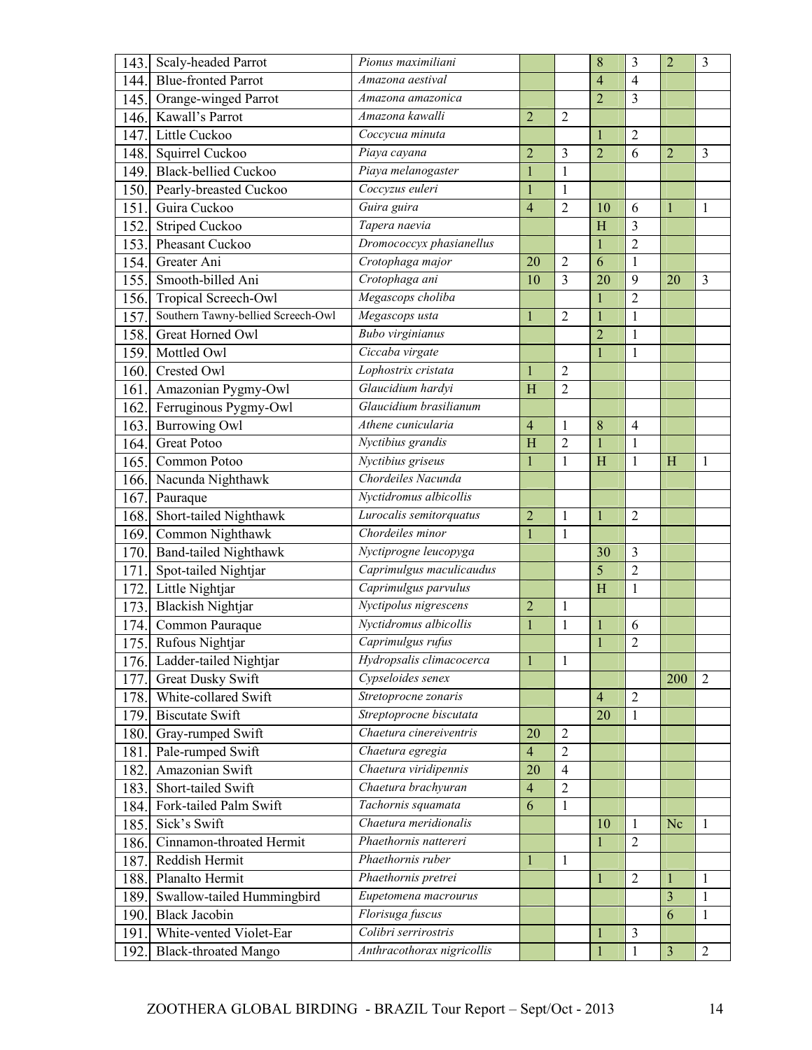| | | | | | | | | |
|---|---|---|---|---|---|---|---|---|
| 143. | Scaly-headed Parrot | *Pionus maximiliani* | | | 8 | 3 | 2 | 3 |
| 144. | Blue-fronted Parrot | *Amazona aestival* | | | 4 | 4 | | |
| 145. | Orange-winged Parrot | *Amazona amazonica* | | | 2 | 3 | | |
| 146. | Kawall's Parrot | *Amazona kawalli* | 2 | 2 | | | | |
| 147. | Little Cuckoo | *Coccycua minuta* | | | 1 | 2 | | |
| 148. | Squirrel Cuckoo | *Piaya cayana* | 2 | 3 | 2 | 6 | 2 | 3 |
| 149. | Black-bellied Cuckoo | *Piaya melanogaster* | 1 | 1 | | | | |
| 150. | Pearly-breasted Cuckoo | *Coccyzus euleri* | 1 | 1 | | | | |
| 151. | Guira Cuckoo | *Guira guira* | 4 | 2 | 10 | 6 | 1 | 1 |
| 152. | Striped Cuckoo | *Tapera naevia* | | | H | 3 | | |
| 153. | Pheasant Cuckoo | *Dromococcyx phasianellus* | | | 1 | 2 | | |
| 154. | Greater Ani | *Crotophaga major* | 20 | 2 | 6 | 1 | | |
| 155. | Smooth-billed Ani | *Crotophaga ani* | 10 | 3 | 20 | 9 | 20 | 3 |
| 156. | Tropical Screech-Owl | *Megascops choliba* | | | 1 | 2 | | |
| 157. | Southern Tawny-bellied Screech-Owl | *Megascops usta* | 1 | 2 | 1 | 1 | | |
| 158. | Great Horned Owl | *Bubo virginianus* | | | 2 | 1 | | |
| 159. | Mottled Owl | *Ciccaba virgate* | | | 1 | 1 | | |
| 160. | Crested Owl | *Lophostrix cristata* | 1 | 2 | | | | |
| 161. | Amazonian Pygmy-Owl | *Glaucidium hardyi* | H | 2 | | | | |
| 162. | Ferruginous Pygmy-Owl | *Glaucidium brasilianum* | | | | | | |
| 163. | Burrowing Owl | *Athene cunicularia* | 4 | 1 | 8 | 4 | | |
| 164. | Great Potoo | *Nyctibius grandis* | H | 2 | 1 | 1 | | |
| 165. | Common Potoo | *Nyctibius griseus* | 1 | 1 | H | 1 | H | 1 |
| 166. | Nacunda Nighthawk | *Chordeiles Nacunda* | | | | | | |
| 167. | Pauraque | *Nyctidromus albicollis* | | | | | | |
| 168. | Short-tailed Nighthawk | *Lurocalis semitorquatus* | 2 | 1 | 1 | 2 | | |
| 169. | Common Nighthawk | *Chordeiles minor* | 1 | 1 | | | | |
| 170. | Band-tailed Nighthawk | *Nyctiprogne leucopyga* | | | 30 | 3 | | |
| 171. | Spot-tailed Nightjar | *Caprimulgus maculicaudus* | | | 5 | 2 | | |
| 172. | Little Nightjar | *Caprimulgus parvulus* | | | H | 1 | | |
| 173. | Blackish Nightjar | *Nyctipolus nigrescens* | 2 | 1 | | | | |
| 174. | Common Pauraque | *Nyctidromus albicollis* | 1 | 1 | 1 | 6 | | |
| 175. | Rufous Nightjar | *Caprimulgus rufus* | | | 1 | 2 | | |
| 176. | Ladder-tailed Nightjar | *Hydropsalis climacocerca* | 1 | 1 | | | | |
| 177. | Great Dusky Swift | *Cypseloides senex* | | | | | 200 | 2 |
| 178. | White-collared Swift | *Stretoprocne zonaris* | | | 4 | 2 | | |
| 179. | Biscutate Swift | *Streptoprocne biscutata* | | | 20 | 1 | | |
| 180. | Gray-rumped Swift | *Chaetura cinereiventris* | 20 | 2 | | | | |
| 181. | Pale-rumped Swift | *Chaetura egregia* | 4 | 2 | | | | |
| 182. | Amazonian Swift | *Chaetura viridipennis* | 20 | 4 | | | | |
| 183. | Short-tailed Swift | *Chaetura brachyuran* | 4 | 2 | | | | |
| 184. | Fork-tailed Palm Swift | *Tachornis squamata* | 6 | 1 | | | | |
| 185. | Sick's Swift | *Chaetura meridionalis* | | | 10 | 1 | Nc | 1 |
| 186. | Cinnamon-throated Hermit | *Phaethornis nattereri* | | | 1 | 2 | | |
| 187. | Reddish Hermit | *Phaethornis ruber* | 1 | 1 | | | | |
| 188. | Planalto Hermit | *Phaethornis pretrei* | | | 1 | 2 | 1 | 1 |
| 189. | Swallow-tailed Hummingbird | *Eupetomena macrourus* | | | | | 3 | 1 |
| 190. | Black Jacobin | *Florisuga fuscus* | | | | | 6 | 1 |
| 191. | White-vented Violet-Ear | *Colibri serrirostris* | | | 1 | 3 | | |
| 192. | Black-throated Mango | *Anthracothorax nigricollis* | | | 1 | 1 | 3 | 2 |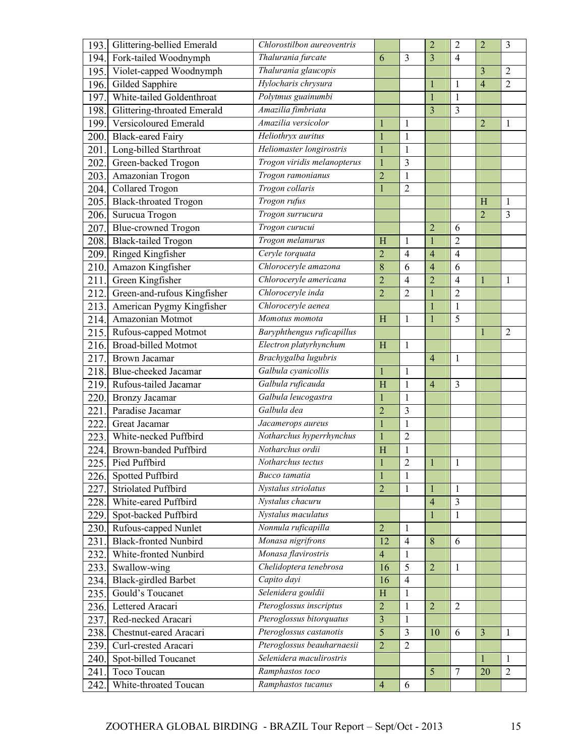| | | | | | | | | |
|---|---|---|---|---|---|---|---|---|
| 193. | Glittering-bellied Emerald | *Chlorostilbon aureoventris* | | | 2 | 2 | 2 | 3 |
| 194. | Fork-tailed Woodnymph | *Thalurania furcate* | 6 | 3 | 3 | 4 | | |
| 195. | Violet-capped Woodnymph | *Thalurania glaucopis* | | | | | 3 | 2 |
| 196. | Gilded Sapphire | *Hylocharis chrysura* | | | 1 | 1 | 4 | 2 |
| 197. | White-tailed Goldenthroat | *Polytmus guainumbi* | | | 1 | 1 | | |
| 198. | Glittering-throated Emerald | *Amazilia fimbriata* | | | 3 | 3 | | |
| 199. | Versicoloured Emerald | *Amazilia versicolor* | 1 | 1 | | | 2 | 1 |
| 200. | Black-eared Fairy | *Heliothryx auritus* | 1 | 1 | | | | |
| 201. | Long-billed Starthroat | *Heliomaster longirostris* | 1 | 1 | | | | |
| 202. | Green-backed Trogon | *Trogon viridis melanopterus* | 1 | 3 | | | | |
| 203. | Amazonian Trogon | *Trogon ramonianus* | 2 | 1 | | | | |
| 204. | Collared Trogon | *Trogon collaris* | 1 | 2 | | | | |
| 205. | Black-throated Trogon | *Trogon rufus* | | | | | H | 1 |
| 206. | Surucua Trogon | *Trogon surrucura* | | | | | 2 | 3 |
| 207. | Blue-crowned Trogon | *Trogon curucui* | | | 2 | 6 | | |
| 208. | Black-tailed Trogon | *Trogon melanurus* | H | 1 | 1 | 2 | | |
| 209. | Ringed Kingfisher | *Ceryle torquata* | 2 | 4 | 4 | 4 | | |
| 210. | Amazon Kingfisher | *Chloroceryle amazona* | 8 | 6 | 4 | 6 | | |
| 211. | Green Kingfisher | *Chloroceryle americana* | 2 | 4 | 2 | 4 | 1 | 1 |
| 212. | Green-and-rufous Kingfisher | *Chloroceryle inda* | 2 | 2 | 1 | 2 | | |
| 213. | American Pygmy Kingfisher | *Chloroceryle aenea* | | | 1 | 1 | | |
| 214. | Amazonian Motmot | *Momotus momota* | H | 1 | 1 | 5 | | |
| 215. | Rufous-capped Motmot | *Baryphthengus ruficapillus* | | | | | 1 | 2 |
| 216. | Broad-billed Motmot | *Electron platyrhynchum* | H | 1 | | | | |
| 217. | Brown Jacamar | *Brachygalba lugubris* | | | 4 | 1 | | |
| 218. | Blue-cheeked Jacamar | *Galbula cyanicollis* | 1 | 1 | | | | |
| 219. | Rufous-tailed Jacamar | *Galbula ruficauda* | H | 1 | 4 | 3 | | |
| 220. | Bronzy Jacamar | *Galbula leucogastra* | 1 | 1 | | | | |
| 221. | Paradise Jacamar | *Galbula dea* | 2 | 3 | | | | |
| 222. | Great Jacamar | *Jacamerops aureus* | 1 | 1 | | | | |
| 223. | White-necked Puffbird | *Notharchus hyperrhynchus* | 1 | 2 | | | | |
| 224. | Brown-banded Puffbird | *Notharchus ordii* | H | 1 | | | | |
| 225. | Pied Puffbird | *Notharchus tectus* | 1 | 2 | 1 | 1 | | |
| 226. | Spotted Puffbird | *Bucco tamatia* | 1 | 1 | | | | |
| 227. | Striolated Puffbird | *Nystalus striolatus* | 2 | 1 | 1 | 1 | | |
| 228. | White-eared Puffbird | *Nystalus chacuru* | | | 4 | 3 | | |
| 229. | Spot-backed Puffbird | *Nystalus maculatus* | | | 1 | 1 | | |
| 230. | Rufous-capped Nunlet | *Nonnula ruficapilla* | 2 | 1 | | | | |
| 231. | Black-fronted Nunbird | *Monasa nigrifrons* | 12 | 4 | 8 | 6 | | |
| 232. | White-fronted Nunbird | *Monasa flavirostris* | 4 | 1 | | | | |
| 233. | Swallow-wing | *Chelidoptera tenebrosa* | 16 | 5 | 2 | 1 | | |
| 234. | Black-girdled Barbet | *Capito dayi* | 16 | 4 | | | | |
| 235. | Gould's Toucanet | *Selenidera gouldii* | H | 1 | | | | |
| 236. | Lettered Aracari | *Pteroglossus inscriptus* | 2 | 1 | 2 | 2 | | |
| 237. | Red-necked Aracari | *Pteroglossus bitorquatus* | 3 | 1 | | | | |
| 238. | Chestnut-eared Aracari | *Pteroglossus castanotis* | 5 | 3 | 10 | 6 | 3 | 1 |
| 239. | Curl-crested Aracari | *Pteroglossus beauharnaesii* | 2 | 2 | | | | |
| 240. | Spot-billed Toucanet | *Selenidera maculirostris* | | | | | 1 | 1 |
| 241. | Toco Toucan | *Ramphastos toco* | | | 5 | 7 | 20 | 2 |
| 242. | White-throated Toucan | *Ramphastos tucanus* | 4 | 6 | | | | |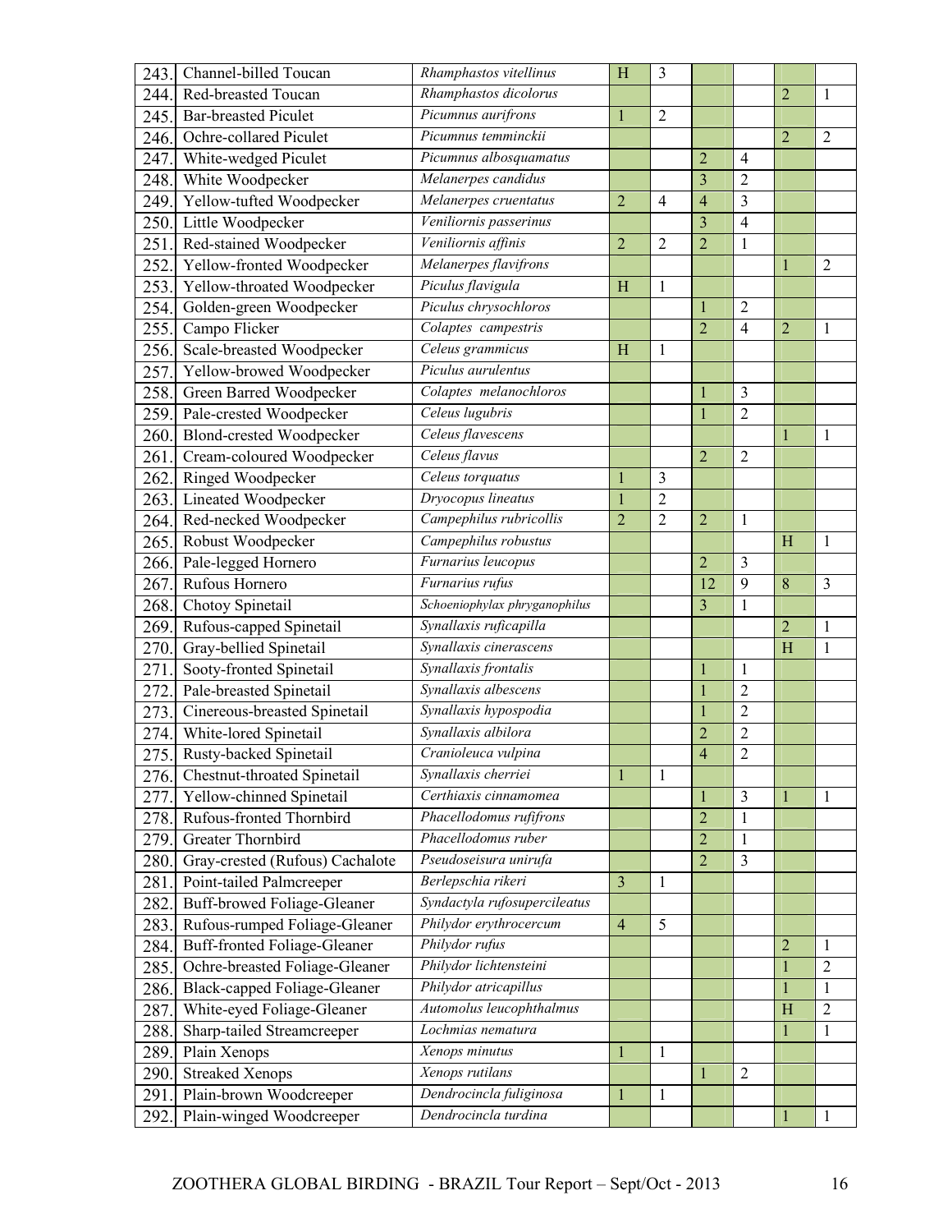| | | | | | | | | |
|---|---|---|---|---|---|---|---|---|
| 243. | Channel-billed Toucan | *Rhamphastos vitellinus* | H | 3 | | | | |
| 244. | Red-breasted Toucan | *Rhamphastos dicolorus* | | | | | 2 | 1 |
| 245. | Bar-breasted Piculet | *Picumnus aurifrons* | 1 | 2 | | | | |
| 246. | Ochre-collared Piculet | *Picumnus temminckii* | | | | | 2 | 2 |
| 247. | White-wedged Piculet | *Picumnus albosquamatus* | | | 2 | 4 | | |
| 248. | White Woodpecker | *Melanerpes candidus* | | | 3 | 2 | | |
| 249. | Yellow-tufted Woodpecker | *Melanerpes cruentatus* | 2 | 4 | 4 | 3 | | |
| 250. | Little Woodpecker | *Veniliornis passerinus* | | | 3 | 4 | | |
| 251. | Red-stained Woodpecker | *Veniliornis affinis* | 2 | 2 | 2 | 1 | | |
| 252. | Yellow-fronted Woodpecker | *Melanerpes flavifrons* | | | | | 1 | 2 |
| 253. | Yellow-throated Woodpecker | *Piculus flavigula* | H | 1 | | | | |
| 254. | Golden-green Woodpecker | *Piculus chrysochloros* | | | 1 | 2 | | |
| 255. | Campo Flicker | *Colaptes campestris* | | | 2 | 4 | 2 | 1 |
| 256. | Scale-breasted Woodpecker | *Celeus grammicus* | H | 1 | | | | |
| 257. | Yellow-browed Woodpecker | *Piculus aurulentus* | | | | | | |
| 258. | Green Barred Woodpecker | *Colaptes melanochloros* | | | 1 | 3 | | |
| 259. | Pale-crested Woodpecker | *Celeus lugubris* | | | 1 | 2 | | |
| 260. | Blond-crested Woodpecker | *Celeus flavescens* | | | | | 1 | 1 |
| 261. | Cream-coloured Woodpecker | *Celeus flavus* | | | 2 | 2 | | |
| 262. | Ringed Woodpecker | *Celeus torquatus* | 1 | 3 | | | | |
| 263. | Lineated Woodpecker | *Dryocopus lineatus* | 1 | 2 | | | | |
| 264. | Red-necked Woodpecker | *Campephilus rubricollis* | 2 | 2 | 2 | 1 | | |
| 265. | Robust Woodpecker | *Campephilus robustus* | | | | | H | 1 |
| 266. | Pale-legged Hornero | *Furnarius leucopus* | | | 2 | 3 | | |
| 267. | Rufous Hornero | *Furnarius rufus* | | | 12 | 9 | 8 | 3 |
| 268. | Chotoy Spinetail | *Schoeniophylax phryganophilus* | | | 3 | 1 | | |
| 269. | Rufous-capped Spinetail | *Synallaxis ruficapilla* | | | | | 2 | 1 |
| 270. | Gray-bellied Spinetail | *Synallaxis cinerascens* | | | | | H | 1 |
| 271. | Sooty-fronted Spinetail | *Synallaxis frontalis* | | | 1 | 1 | | |
| 272. | Pale-breasted Spinetail | *Synallaxis albescens* | | | 1 | 2 | | |
| 273. | Cinereous-breasted Spinetail | *Synallaxis hypospodia* | | | 1 | 2 | | |
| 274. | White-lored Spinetail | *Synallaxis albilora* | | | 2 | 2 | | |
| 275. | Rusty-backed Spinetail | *Cranioleuca vulpina* | | | 4 | 2 | | |
| 276. | Chestnut-throated Spinetail | *Synallaxis cherriei* | 1 | 1 | | | | |
| 277. | Yellow-chinned Spinetail | *Certhiaxis cinnamomea* | | | 1 | 3 | 1 | 1 |
| 278. | Rufous-fronted Thornbird | *Phacellodomus rufifrons* | | | 2 | 1 | | |
| 279. | Greater Thornbird | *Phacellodomus ruber* | | | 2 | 1 | | |
| 280. | Gray-crested (Rufous) Cachalote | *Pseudoseisura unirufa* | | | 2 | 3 | | |
| 281. | Point-tailed Palmcreeper | *Berlepschia rikeri* | 3 | 1 | | | | |
| 282. | Buff-browed Foliage-Gleaner | *Syndactyla rufosupercileatus* | | | | | | |
| 283. | Rufous-rumped Foliage-Gleaner | *Philydor erythrocercum* | 4 | 5 | | | | |
| 284. | Buff-fronted Foliage-Gleaner | *Philydor rufus* | | | | | 2 | 1 |
| 285. | Ochre-breasted Foliage-Gleaner | *Philydor lichtensteini* | | | | | 1 | 2 |
| 286. | Black-capped Foliage-Gleaner | *Philydor atricapillus* | | | | | 1 | 1 |
| 287. | White-eyed Foliage-Gleaner | *Automolus leucophthalmus* | | | | | H | 2 |
| 288. | Sharp-tailed Streamcreeper | *Lochmias nematura* | | | | | 1 | 1 |
| 289. | Plain Xenops | *Xenops minutus* | 1 | 1 | | | | |
| 290. | Streaked Xenops | *Xenops rutilans* | | | 1 | 2 | | |
| 291. | Plain-brown Woodcreeper | *Dendrocincla fuliginosa* | 1 | 1 | | | | |
| 292. | Plain-winged Woodcreeper | *Dendrocincla turdina* | | | | | 1 | 1 |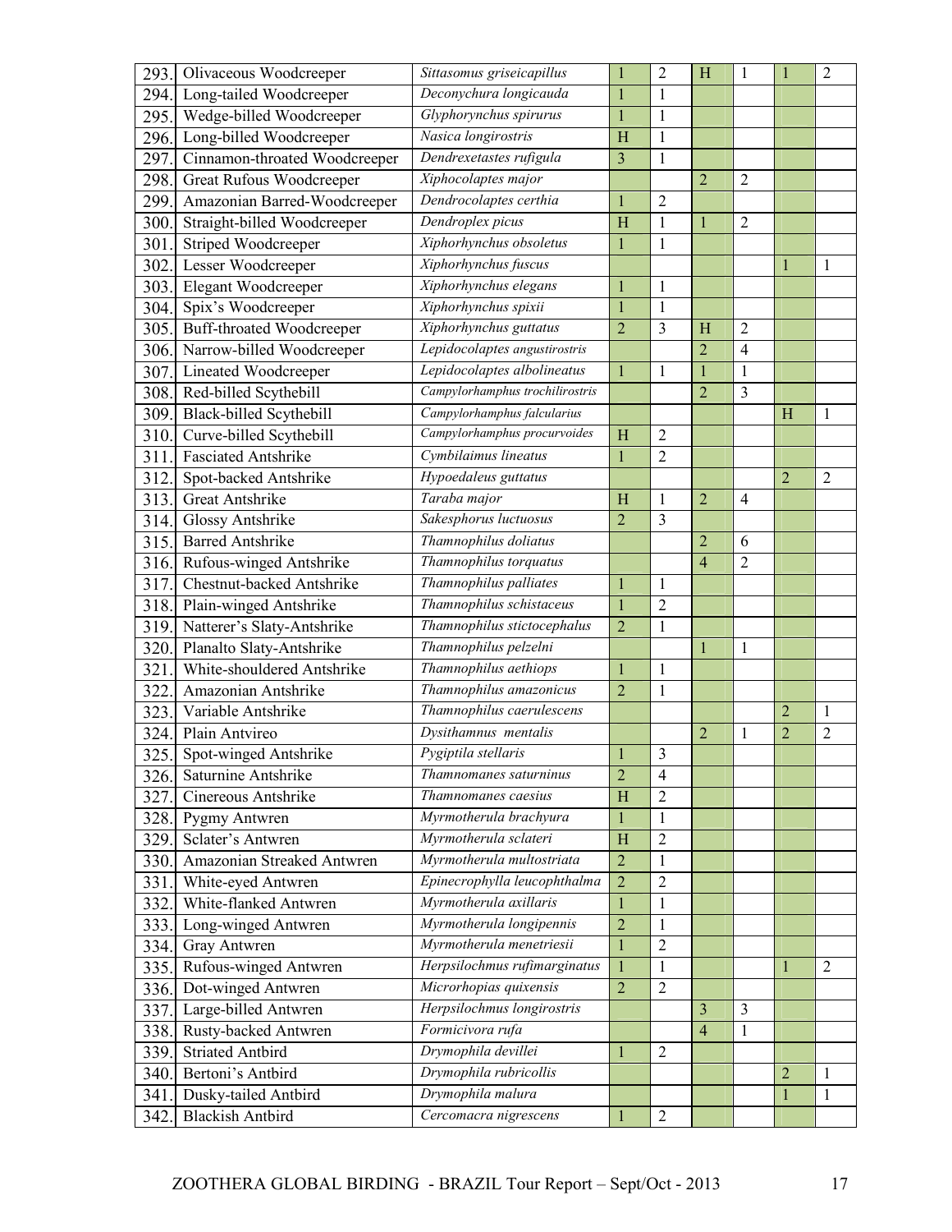| | | | | | | | | |
|---|---|---|---|---|---|---|---|---|
| 293. | Olivaceous Woodcreeper | *Sittasomus griseicapillus* | 1 | 2 | H | 1 | 1 | 2 |
| 294. | Long-tailed Woodcreeper | *Deconychura longicauda* | 1 | 1 | | | | |
| 295. | Wedge-billed Woodcreeper | *Glyphorynchus spirurus* | 1 | 1 | | | | |
| 296. | Long-billed Woodcreeper | *Nasica longirostris* | H | 1 | | | | |
| 297. | Cinnamon-throated Woodcreeper | *Dendrexetastes rufigula* | 3 | 1 | | | | |
| 298. | Great Rufous Woodcreeper | *Xiphocolaptes major* | | | 2 | 2 | | |
| 299. | Amazonian Barred-Woodcreeper | *Dendrocolaptes certhia* | 1 | 2 | | | | |
| 300. | Straight-billed Woodcreeper | *Dendroplex picus* | H | 1 | 1 | 2 | | |
| 301. | Striped Woodcreeper | *Xiphorhynchus obsoletus* | 1 | 1 | | | | |
| 302. | Lesser Woodcreeper | *Xiphorhynchus fuscus* | | | | | 1 | 1 |
| 303. | Elegant Woodcreeper | *Xiphorhynchus elegans* | 1 | 1 | | | | |
| 304. | Spix's Woodcreeper | *Xiphorhynchus spixii* | 1 | 1 | | | | |
| 305. | Buff-throated Woodcreeper | *Xiphorhynchus guttatus* | 2 | 3 | H | 2 | | |
| 306. | Narrow-billed Woodcreeper | *Lepidocolaptes angustirostris* | | | 2 | 4 | | |
| 307. | Lineated Woodcreeper | *Lepidocolaptes albolineatus* | 1 | 1 | 1 | 1 | | |
| 308. | Red-billed Scythebill | *Campylorhamphus trochilirostris* | | | 2 | 3 | | |
| 309. | Black-billed Scythebill | *Campylorhamphus falcularius* | | | | | H | 1 |
| 310. | Curve-billed Scythebill | *Campylorhamphus procurvoides* | H | 2 | | | | |
| 311. | Fasciated Antshrike | *Cymbilaimus lineatus* | 1 | 2 | | | | |
| 312. | Spot-backed Antshrike | *Hypoedaleus guttatus* | | | | | 2 | 2 |
| 313. | Great Antshrike | *Taraba major* | H | 1 | 2 | 4 | | |
| 314. | Glossy Antshrike | *Sakesphorus luctuosus* | 2 | 3 | | | | |
| 315. | Barred Antshrike | *Thamnophilus doliatus* | | | 2 | 6 | | |
| 316. | Rufous-winged Antshrike | *Thamnophilus torquatus* | | | 4 | 2 | | |
| 317. | Chestnut-backed Antshrike | *Thamnophilus palliates* | 1 | 1 | | | | |
| 318. | Plain-winged Antshrike | *Thamnophilus schistaceus* | 1 | 2 | | | | |
| 319. | Natterer's Slaty-Antshrike | *Thamnophilus stictocephalus* | 2 | 1 | | | | |
| 320. | Planalto Slaty-Antshrike | *Thamnophilus pelzelni* | | | 1 | 1 | | |
| 321. | White-shouldered Antshrike | *Thamnophilus aethiops* | 1 | 1 | | | | |
| 322. | Amazonian Antshrike | *Thamnophilus amazonicus* | 2 | 1 | | | | |
| 323. | Variable Antshrike | *Thamnophilus caerulescens* | | | | | 2 | 1 |
| 324. | Plain Antvireo | *Dysithamnus mentalis* | | | 2 | 1 | 2 | 2 |
| 325. | Spot-winged Antshrike | *Pygiptila stellaris* | 1 | 3 | | | | |
| 326. | Saturnine Antshrike | *Thamnomanes saturninus* | 2 | 4 | | | | |
| 327. | Cinereous Antshrike | *Thamnomanes caesius* | H | 2 | | | | |
| 328. | Pygmy Antwren | *Myrmotherula brachyura* | 1 | 1 | | | | |
| 329. | Sclater's Antwren | *Myrmotherula sclateri* | H | 2 | | | | |
| 330. | Amazonian Streaked Antwren | *Myrmotherula multostriata* | 2 | 1 | | | | |
| 331. | White-eyed Antwren | *Epinecrophylla leucophthalma* | 2 | 2 | | | | |
| 332. | White-flanked Antwren | *Myrmotherula axillaris* | 1 | 1 | | | | |
| 333. | Long-winged Antwren | *Myrmotherula longipennis* | 2 | 1 | | | | |
| 334. | Gray Antwren | *Myrmotherula menetriesii* | 1 | 2 | | | | |
| 335. | Rufous-winged Antwren | *Herpsilochmus rufimarginatus* | 1 | 1 | | | 1 | 2 |
| 336. | Dot-winged Antwren | *Microrhopias quixensis* | 2 | 2 | | | | |
| 337. | Large-billed Antwren | *Herpsilochmus longirostris* | | | 3 | 3 | | |
| 338. | Rusty-backed Antwren | *Formicivora rufa* | | | 4 | 1 | | |
| 339. | Striated Antbird | *Drymophila devillei* | 1 | 2 | | | | |
| 340. | Bertoni's Antbird | *Drymophila rubricollis* | | | | | 2 | 1 |
| 341. | Dusky-tailed Antbird | *Drymophila malura* | | | | | 1 | 1 |
| 342. | Blackish Antbird | *Cercomacra nigrescens* | 1 | 2 | | | | |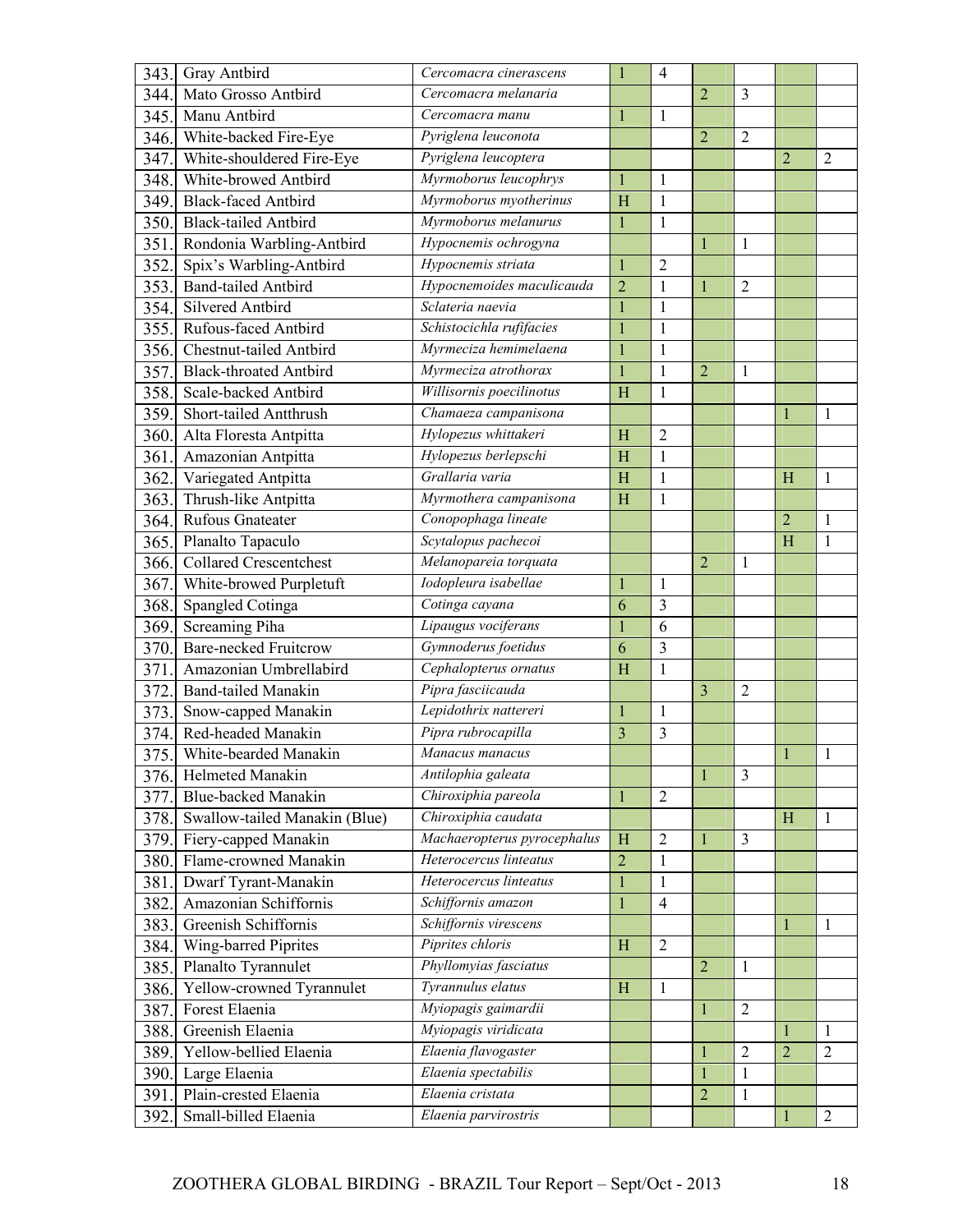| | | | | | | | | |
|---|---|---|---|---|---|---|---|---|
| 343. | Gray Antbird | *Cercomacra cinerascens* | 1 | 4 | | | | |
| 344. | Mato Grosso Antbird | *Cercomacra melanaria* | | | 2 | 3 | | |
| 345. | Manu Antbird | *Cercomacra manu* | 1 | 1 | | | | |
| 346. | White-backed Fire-Eye | *Pyriglena leuconota* | | | 2 | 2 | | |
| 347. | White-shouldered Fire-Eye | *Pyriglena leucoptera* | | | | | 2 | 2 |
| 348. | White-browed Antbird | *Myrmoborus leucophrys* | 1 | 1 | | | | |
| 349. | Black-faced Antbird | *Myrmoborus myotherinus* | H | 1 | | | | |
| 350. | Black-tailed Antbird | *Myrmoborus melanurus* | 1 | 1 | | | | |
| 351. | Rondonia Warbling-Antbird | *Hypocnemis ochrogyna* | | | 1 | 1 | | |
| 352. | Spix's Warbling-Antbird | *Hypocnemis striata* | 1 | 2 | | | | |
| 353. | Band-tailed Antbird | *Hypocnemoides maculicauda* | 2 | 1 | 1 | 2 | | |
| 354. | Silvered Antbird | *Sclateria naevia* | 1 | 1 | | | | |
| 355. | Rufous-faced Antbird | *Schistocichla rufifacies* | 1 | 1 | | | | |
| 356. | Chestnut-tailed Antbird | *Myrmeciza hemimelaena* | 1 | 1 | | | | |
| 357. | Black-throated Antbird | *Myrmeciza atrothorax* | 1 | 1 | 2 | 1 | | |
| 358. | Scale-backed Antbird | *Willisornis poecilinotus* | H | 1 | | | | |
| 359. | Short-tailed Antthrush | *Chamaeza campanisona* | | | | | 1 | 1 |
| 360. | Alta Floresta Antpitta | *Hylopezus whittakeri* | H | 2 | | | | |
| 361. | Amazonian Antpitta | *Hylopezus berlepschi* | H | 1 | | | | |
| 362. | Variegated Antpitta | *Grallaria varia* | H | 1 | | | H | 1 |
| 363. | Thrush-like Antpitta | *Myrmothera campanisona* | H | 1 | | | | |
| 364. | Rufous Gnateater | *Conopophaga lineate* | | | | | 2 | 1 |
| 365. | Planalto Tapaculo | *Scytalopus pachecoi* | | | | | H | 1 |
| 366. | Collared Crescentchest | *Melanopareia torquata* | | | 2 | 1 | | |
| 367. | White-browed Purpletuft | *Iodopleura isabellae* | 1 | 1 | | | | |
| 368. | Spangled Cotinga | *Cotinga cayana* | 6 | 3 | | | | |
| 369. | Screaming Piha | *Lipaugus vociferans* | 1 | 6 | | | | |
| 370. | Bare-necked Fruitcrow | *Gymnoderus foetidus* | 6 | 3 | | | | |
| 371. | Amazonian Umbrellabird | *Cephalopterus ornatus* | H | 1 | | | | |
| 372. | Band-tailed Manakin | *Pipra fasciicauda* | | | 3 | 2 | | |
| 373. | Snow-capped Manakin | *Lepidothrix nattereri* | 1 | 1 | | | | |
| 374. | Red-headed Manakin | *Pipra rubrocapilla* | 3 | 3 | | | | |
| 375. | White-bearded Manakin | *Manacus manacus* | | | | | 1 | 1 |
| 376. | Helmeted Manakin | *Antilophia galeata* | | | 1 | 3 | | |
| 377. | Blue-backed Manakin | *Chiroxiphia pareola* | 1 | 2 | | | | |
| 378. | Swallow-tailed Manakin (Blue) | *Chiroxiphia caudata* | | | | | H | 1 |
| 379. | Fiery-capped Manakin | *Machaeropterus pyrocephalus* | H | 2 | 1 | 3 | | |
| 380. | Flame-crowned Manakin | *Heterocercus linteatus* | 2 | 1 | | | | |
| 381. | Dwarf Tyrant-Manakin | *Heterocercus linteatus* | 1 | 1 | | | | |
| 382. | Amazonian Schiffornis | *Schiffornis amazon* | 1 | 4 | | | | |
| 383. | Greenish Schiffornis | *Schiffornis virescens* | | | | | 1 | 1 |
| 384. | Wing-barred Piprites | *Piprites chloris* | H | 2 | | | | |
| 385. | Planalto Tyrannulet | *Phyllomyias fasciatus* | | | 2 | 1 | | |
| 386. | Yellow-crowned Tyrannulet | *Tyrannulus elatus* | H | 1 | | | | |
| 387. | Forest Elaenia | *Myiopagis gaimardii* | | | 1 | 2 | | |
| 388. | Greenish Elaenia | *Myiopagis viridicata* | | | | | 1 | 1 |
| 389. | Yellow-bellied Elaenia | *Elaenia flavogaster* | | | 1 | 2 | 2 | 2 |
| 390. | Large Elaenia | *Elaenia spectabilis* | | | 1 | 1 | | |
| 391. | Plain-crested Elaenia | *Elaenia cristata* | | | 2 | 1 | | |
| 392. | Small-billed Elaenia | *Elaenia parvirostris* | | | | | 1 | 2 |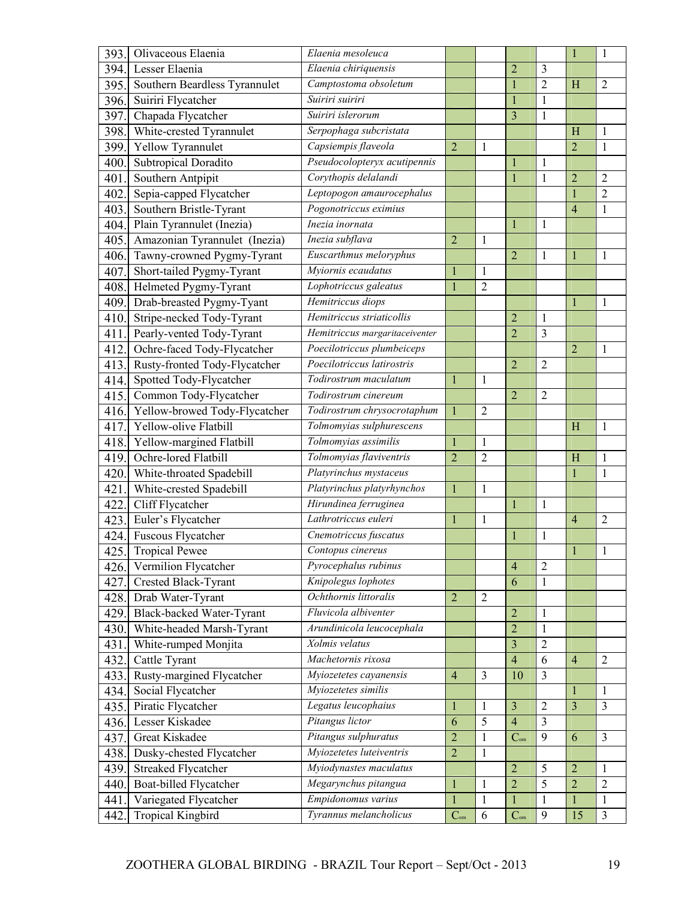| | | | | | | | | |
|---|---|---|---|---|---|---|---|---|
| 393. | Olivaceous Elaenia | *Elaenia mesoleuca* | | | | | 1 | 1 |
| 394. | Lesser Elaenia | *Elaenia chiriquensis* | | | 2 | 3 | | |
| 395. | Southern Beardless Tyrannulet | *Camptostoma obsoletum* | | | 1 | 2 | H | 2 |
| 396. | Suiriri Flycatcher | *Suiriri suiriri* | | | 1 | 1 | | |
| 397. | Chapada Flycatcher | *Suiriri islerorum* | | | 3 | 1 | | |
| 398. | White-crested Tyrannulet | *Serpophaga subcristata* | | | | | H | 1 |
| 399. | Yellow Tyrannulet | *Capsiempis flaveola* | 2 | 1 | | | 2 | 1 |
| 400. | Subtropical Doradito | *Pseudocolopteryx acutipennis* | | | 1 | 1 | | |
| 401. | Southern Antpipit | *Corythopis delalandi* | | | 1 | 1 | 2 | 2 |
| 402. | Sepia-capped Flycatcher | *Leptopogon amaurocephalus* | | | | | 1 | 2 |
| 403. | Southern Bristle-Tyrant | *Pogonotriccus eximius* | | | | | 4 | 1 |
| 404. | Plain Tyrannulet (Inezia) | *Inezia inornata* | | | 1 | 1 | | |
| 405. | Amazonian Tyrannulet (Inezia) | *Inezia subflava* | 2 | 1 | | | | |
| 406. | Tawny-crowned Pygmy-Tyrant | *Euscarthmus meloryphus* | | | 2 | 1 | 1 | 1 |
| 407. | Short-tailed Pygmy-Tyrant | *Myiornis ecaudatus* | 1 | 1 | | | | |
| 408. | Helmeted Pygmy-Tyrant | *Lophotriccus galeatus* | 1 | 2 | | | | |
| 409. | Drab-breasted Pygmy-Tyant | *Hemitriccus diops* | | | | | 1 | 1 |
| 410. | Stripe-necked Tody-Tyrant | *Hemitriccus striaticollis* | | | 2 | 1 | | |
| 411. | Pearly-vented Tody-Tyrant | *Hemitriccus margaritaceiventer* | | | 2 | 3 | | |
| 412. | Ochre-faced Tody-Flycatcher | *Poecilotriccus plumbeiceps* | | | | | 2 | 1 |
| 413. | Rusty-fronted Tody-Flycatcher | *Poecilotriccus latirostris* | | | 2 | 2 | | |
| 414. | Spotted Tody-Flycatcher | *Todirostrum maculatum* | 1 | 1 | | | | |
| 415. | Common Tody-Flycatcher | *Todirostrum cinereum* | | | 2 | 2 | | |
| 416. | Yellow-browed Tody-Flycatcher | *Todirostrum chrysocrotaphum* | 1 | 2 | | | | |
| 417. | Yellow-olive Flatbill | *Tolmomyias sulphurescens* | | | | | H | 1 |
| 418. | Yellow-margined Flatbill | *Tolmomyias assimilis* | 1 | 1 | | | | |
| 419. | Ochre-lored Flatbill | *Tolmomyias flaviventris* | 2 | 2 | | | H | 1 |
| 420. | White-throated Spadebill | *Platyrinchus mystaceus* | | | | | 1 | 1 |
| 421. | White-crested Spadebill | *Platyrinchus platyrhynchos* | 1 | 1 | | | | |
| 422. | Cliff Flycatcher | *Hirundinea ferruginea* | | | 1 | 1 | | |
| 423. | Euler's Flycatcher | *Lathrotriccus euleri* | 1 | 1 | | | 4 | 2 |
| 424. | Fuscous Flycatcher | *Cnemotriccus fuscatus* | | | 1 | 1 | | |
| 425. | Tropical Pewee | *Contopus cinereus* | | | | | 1 | 1 |
| 426. | Vermilion Flycatcher | *Pyrocephalus rubinus* | | | 4 | 2 | | |
| 427. | Crested Black-Tyrant | *Knipolegus lophotes* | | | 6 | 1 | | |
| 428. | Drab Water-Tyrant | *Ochthornis littoralis* | 2 | 2 | | | | |
| 429. | Black-backed Water-Tyrant | *Fluvicola albiventer* | | | 2 | 1 | | |
| 430. | White-headed Marsh-Tyrant | *Arundinicola leucocephala* | | | 2 | 1 | | |
| 431. | White-rumped Monjita | *Xolmis velatus* | | | 3 | 2 | | |
| 432. | Cattle Tyrant | *Machetornis rixosa* | | | 4 | 6 | 4 | 2 |
| 433. | Rusty-margined Flycatcher | *Myiozetetes cayanensis* | 4 | 3 | 10 | 3 | | |
| 434. | Social Flycatcher | *Myiozetetes similis* | | | | | 1 | 1 |
| 435. | Piratic Flycatcher | *Legatus leucophaius* | 1 | 1 | 3 | 2 | 3 | 3 |
| 436. | Lesser Kiskadee | *Pitangus lictor* | 6 | 5 | 4 | 3 | | |
| 437. | Great Kiskadee | *Pitangus sulphuratus* | 2 | 1 | Com | 9 | 6 | 3 |
| 438. | Dusky-chested Flycatcher | *Myiozetetes luteiventris* | 2 | 1 | | | | |
| 439. | Streaked Flycatcher | *Myiodynastes maculatus* | | | 2 | 5 | 2 | 1 |
| 440. | Boat-billed Flycatcher | *Megarynchus pitangua* | 1 | 1 | 2 | 5 | 2 | 2 |
| 441. | Variegated Flycatcher | *Empidonomus varius* | 1 | 1 | 1 | 1 | 1 | 1 |
| 442. | Tropical Kingbird | *Tyrannus melancholicus* | Com | 6 | Com | 9 | 15 | 3 |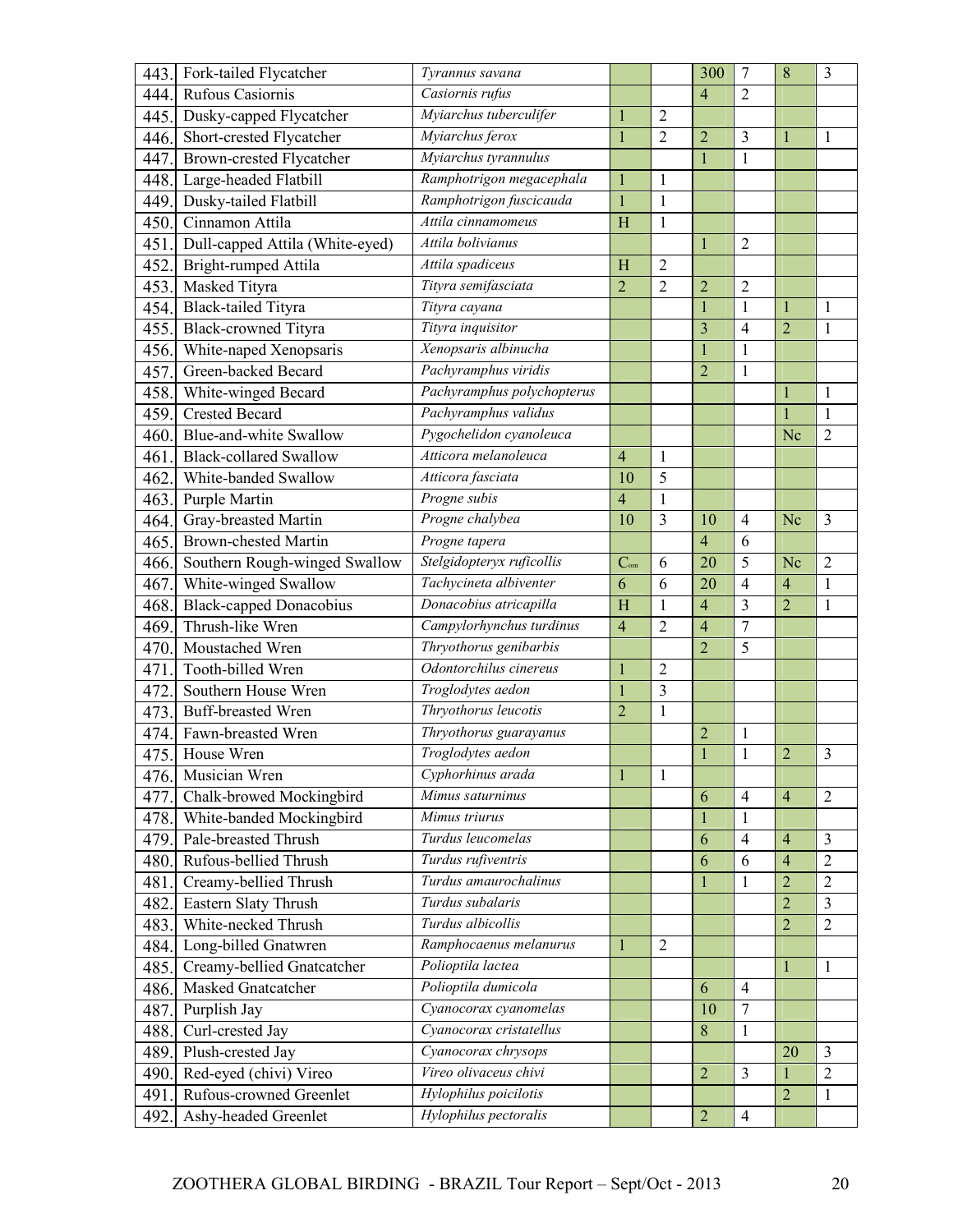| | | | | | | | | |
|---|---|---|---|---|---|---|---|---|
| 443. | Fork-tailed Flycatcher | *Tyrannus savana* | | | 300 | 7 | 8 | 3 |
| 444. | Rufous Casiornis | *Casiornis rufus* | | | 4 | 2 | | |
| 445. | Dusky-capped Flycatcher | *Myiarchus tuberculifer* | 1 | 2 | | | | |
| 446. | Short-crested Flycatcher | *Myiarchus ferox* | 1 | 2 | 2 | 3 | 1 | 1 |
| 447. | Brown-crested Flycatcher | *Myiarchus tyrannulus* | | | 1 | 1 | | |
| 448. | Large-headed Flatbill | *Ramphotrigon megacephala* | 1 | 1 | | | | |
| 449. | Dusky-tailed Flatbill | *Ramphotrigon fuscicauda* | 1 | 1 | | | | |
| 450. | Cinnamon Attila | *Attila cinnamomeus* | H | 1 | | | | |
| 451. | Dull-capped Attila (White-eyed) | *Attila bolivianus* | | | 1 | 2 | | |
| 452. | Bright-rumped Attila | *Attila spadiceus* | H | 2 | | | | |
| 453. | Masked Tityra | *Tityra semifasciata* | 2 | 2 | 2 | 2 | | |
| 454. | Black-tailed Tityra | *Tityra cayana* | | | 1 | 1 | 1 | 1 |
| 455. | Black-crowned Tityra | *Tityra inquisitor* | | | 3 | 4 | 2 | 1 |
| 456. | White-naped Xenopsaris | *Xenopsaris albinucha* | | | 1 | 1 | | |
| 457. | Green-backed Becard | *Pachyramphus viridis* | | | 2 | 1 | | |
| 458. | White-winged Becard | *Pachyramphus polychopterus* | | | | | 1 | 1 |
| 459. | Crested Becard | *Pachyramphus validus* | | | | | 1 | 1 |
| 460. | Blue-and-white Swallow | *Pygochelidon cyanoleuca* | | | | | Nc | 2 |
| 461. | Black-collared Swallow | *Atticora melanoleuca* | 4 | 1 | | | | |
| 462. | White-banded Swallow | *Atticora fasciata* | 10 | 5 | | | | |
| 463. | Purple Martin | *Progne subis* | 4 | 1 | | | | |
| 464. | Gray-breasted Martin | *Progne chalybea* | 10 | 3 | 10 | 4 | Nc | 3 |
| 465. | Brown-chested Martin | *Progne tapera* | | | 4 | 6 | | |
| 466. | Southern Rough-winged Swallow | *Stelgidopteryx ruficollis* | Com | 6 | 20 | 5 | Nc | 2 |
| 467. | White-winged Swallow | *Tachycineta albiventer* | 6 | 6 | 20 | 4 | 4 | 1 |
| 468. | Black-capped Donacobius | *Donacobius atricapilla* | H | 1 | 4 | 3 | 2 | 1 |
| 469. | Thrush-like Wren | *Campylorhynchus turdinus* | 4 | 2 | 4 | 7 | | |
| 470. | Moustached Wren | *Thryothorus genibarbis* | | | 2 | 5 | | |
| 471. | Tooth-billed Wren | *Odontorchilus cinereus* | 1 | 2 | | | | |
| 472. | Southern House Wren | *Troglodytes aedon* | 1 | 3 | | | | |
| 473. | Buff-breasted Wren | *Thryothorus leucotis* | 2 | 1 | | | | |
| 474. | Fawn-breasted Wren | *Thryothorus guarayanus* | | | 2 | 1 | | |
| 475. | House Wren | *Troglodytes aedon* | | | 1 | 1 | 2 | 3 |
| 476. | Musician Wren | *Cyphorhinus arada* | 1 | 1 | | | | |
| 477. | Chalk-browed Mockingbird | *Mimus saturninus* | | | 6 | 4 | 4 | 2 |
| 478. | White-banded Mockingbird | *Mimus triurus* | | | 1 | 1 | | |
| 479. | Pale-breasted Thrush | *Turdus leucomelas* | | | 6 | 4 | 4 | 3 |
| 480. | Rufous-bellied Thrush | *Turdus rufiventris* | | | 6 | 6 | 4 | 2 |
| 481. | Creamy-bellied Thrush | *Turdus amaurochalinus* | | | 1 | 1 | 2 | 2 |
| 482. | Eastern Slaty Thrush | *Turdus subalaris* | | | | | 2 | 3 |
| 483. | White-necked Thrush | *Turdus albicollis* | | | | | 2 | 2 |
| 484. | Long-billed Gnatwren | *Ramphocaenus melanurus* | 1 | 2 | | | | |
| 485. | Creamy-bellied Gnatcatcher | *Polioptila lactea* | | | | | 1 | 1 |
| 486. | Masked Gnatcatcher | *Polioptila dumicola* | | | 6 | 4 | | |
| 487. | Purplish Jay | *Cyanocorax cyanomelas* | | | 10 | 7 | | |
| 488. | Curl-crested Jay | *Cyanocorax cristatellus* | | | 8 | 1 | | |
| 489. | Plush-crested Jay | *Cyanocorax chrysops* | | | | | 20 | 3 |
| 490. | Red-eyed (chivi) Vireo | *Vireo olivaceus chivi* | | | 2 | 3 | 1 | 2 |
| 491. | Rufous-crowned Greenlet | *Hylophilus poicilotis* | | | | | 2 | 1 |
| 492. | Ashy-headed Greenlet | *Hylophilus pectoralis* | | | 2 | 4 | | |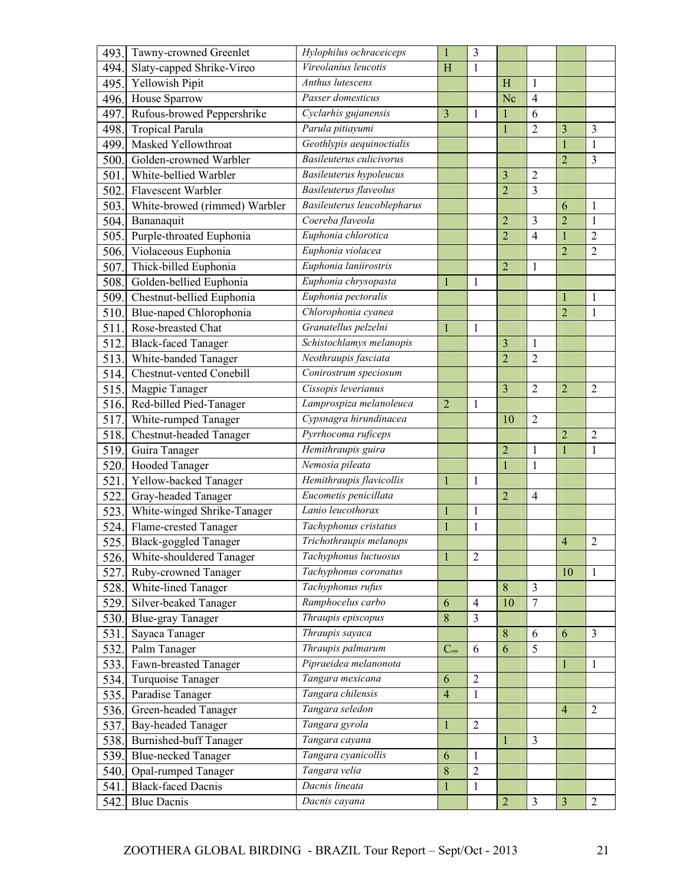| 493. | Tawny-crowned Greenlet | *Hylophilus ochraceiceps* | 1 | 3 | | | | |
|---|---|---|---|---|---|---|---|---|
| 494. | Slaty-capped Shrike-Vireo | *Vireolanius leucotis* | H | 1 | | | | |
| 495. | Yellowish Pipit | *Anthus lutescens* | | | H | 1 | | |
| 496. | House Sparrow | *Passer domesticus* | | | Nc | 4 | | |
| 497. | Rufous-browed Peppershrike | *Cyclarhis gujanensis* | 3 | 1 | 1 | 6 | | |
| 498. | Tropical Parula | *Parula pitiayumi* | | | 1 | 2 | 3 | 3 |
| 499. | Masked Yellowthroat | *Geothlypis aequinoctialis* | | | | | 1 | 1 |
| 500. | Golden-crowned Warbler | *Basileuterus culicivorus* | | | | | 2 | 3 |
| 501. | White-bellied Warbler | *Basileuterus hypoleucus* | | | 3 | 2 | | |
| 502. | Flavescent Warbler | *Basileuterus flaveolus* | | | 2 | 3 | | |
| 503. | White-browed (rimmed) Warbler | *Basileuterus leucoblepharus* | | | | | 6 | 1 |
| 504. | Bananaquit | *Coereba flaveola* | | | 2 | 3 | 2 | 1 |
| 505. | Purple-throated Euphonia | *Euphonia chlorotica* | | | 2 | 4 | 1 | 2 |
| 506. | Violaceous Euphonia | *Euphonia violacea* | | | | | 2 | 2 |
| 507. | Thick-billed Euphonia | *Euphonia laniirostris* | | | 2 | 1 | | |
| 508. | Golden-bellied Euphonia | *Euphonia chrysopasta* | 1 | 1 | | | | |
| 509. | Chestnut-bellied Euphonia | *Euphonia pectoralis* | | | | | 1 | 1 |
| 510. | Blue-naped Chlorophonia | *Chlorophonia cyanea* | | | | | 2 | 1 |
| 511. | Rose-breasted Chat | *Granatellus pelzelni* | 1 | 1 | | | | |
| 512. | Black-faced Tanager | *Schistochlamys melanopis* | | | 3 | 1 | | |
| 513. | White-banded Tanager | *Neothraupis fasciata* | | | 2 | 2 | | |
| 514. | Chestnut-vented Conebill | *Conirostrum speciosum* | | | | | | |
| 515. | Magpie Tanager | *Cissopis leverianus* | | | 3 | 2 | 2 | 2 |
| 516. | Red-billed Pied-Tanager | *Lamprospiza melanoleuca* | 2 | 1 | | | | |
| 517. | White-rumped Tanager | *Cypsnagra hirundinacea* | | | 10 | 2 | | |
| 518. | Chestnut-headed Tanager | *Pyrrhocoma ruficeps* | | | | | 2 | 2 |
| 519. | Guira Tanager | *Hemithraupis guira* | | | 2 | 1 | 1 | 1 |
| 520. | Hooded Tanager | *Nemosia pileata* | | | 1 | 1 | | |
| 521. | Yellow-backed Tanager | *Hemithraupis flavicollis* | 1 | 1 | | | | |
| 522. | Gray-headed Tanager | *Eucometis penicillata* | | | 2 | 4 | | |
| 523. | White-winged Shrike-Tanager | *Lanio leucothorax* | 1 | 1 | | | | |
| 524. | Flame-crested Tanager | *Tachyphonus cristatus* | 1 | 1 | | | | |
| 525. | Black-goggled Tanager | *Trichothraupis melanops* | | | | | 4 | 2 |
| 526. | White-shouldered Tanager | *Tachyphonus luctuosus* | 1 | 2 | | | | |
| 527. | Ruby-crowned Tanager | *Tachyphonus coronatus* | | | | | 10 | 1 |
| 528. | White-lined Tanager | *Tachyphonus rufus* | | | 8 | 3 | | |
| 529. | Silver-beaked Tanager | *Ramphocelus carbo* | 6 | 4 | 10 | 7 | | |
| 530. | Blue-gray Tanager | *Thraupis episcopus* | 8 | 3 | | | | |
| 531. | Sayaca Tanager | *Thraupis sayaca* | | | 8 | 6 | 6 | 3 |
| 532. | Palm Tanager | *Thraupis palmarum* | Com | 6 | 6 | 5 | | |
| 533. | Fawn-breasted Tanager | *Pipraeidea melanonota* | | | | | 1 | 1 |
| 534. | Turquoise Tanager | *Tangara mexicana* | 6 | 2 | | | | |
| 535. | Paradise Tanager | *Tangara chilensis* | 4 | 1 | | | | |
| 536. | Green-headed Tanager | *Tangara seledon* | | | | | 4 | 2 |
| 537. | Bay-headed Tanager | *Tangara gyrola* | 1 | 2 | | | | |
| 538. | Burnished-buff Tanager | *Tangara cayana* | | | 1 | 3 | | |
| 539. | Blue-necked Tanager | *Tangara cyanicollis* | 6 | 1 | | | | |
| 540. | Opal-rumped Tanager | *Tangara velia* | 8 | 2 | | | | |
| 541. | Black-faced Dacnis | *Dacnis lineata* | 1 | 1 | | | | |
| 542. | Blue Dacnis | *Dacnis cayana* | | | 2 | 3 | 3 | 2 |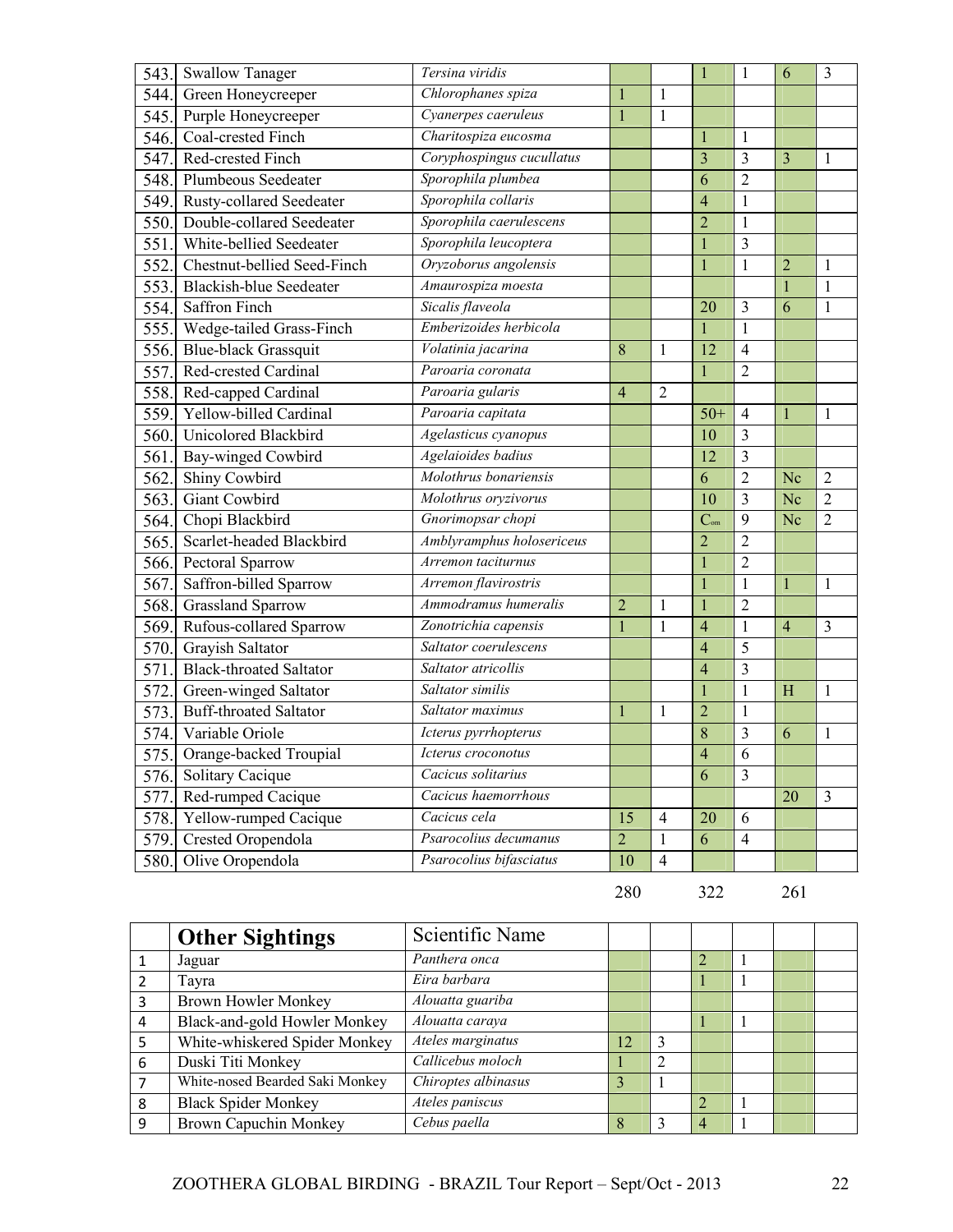| | | | | | | | | |
|---|---|---|---|---|---|---|---|---|
| 543. | Swallow Tanager | *Tersina viridis* | | | 1 | 1 | 6 | 3 |
| 544. | Green Honeycreeper | *Chlorophanes spiza* | 1 | 1 | | | | |
| 545. | Purple Honeycreeper | *Cyanerpes caeruleus* | 1 | 1 | | | | |
| 546. | Coal-crested Finch | *Charitospiza eucosma* | | | 1 | 1 | | |
| 547. | Red-crested Finch | *Coryphospingus cucullatus* | | | 3 | 3 | 3 | 1 |
| 548. | Plumbeous Seedeater | *Sporophila plumbea* | | | 6 | 2 | | |
| 549. | Rusty-collared Seedeater | *Sporophila collaris* | | | 4 | 1 | | |
| 550. | Double-collared Seedeater | *Sporophila caerulescens* | | | 2 | 1 | | |
| 551. | White-bellied Seedeater | *Sporophila leucoptera* | | | 1 | 3 | | |
| 552. | Chestnut-bellied Seed-Finch | *Oryzoborus angolensis* | | | 1 | 1 | 2 | 1 |
| 553. | Blackish-blue Seedeater | *Amaurospiza moesta* | | | | | 1 | 1 |
| 554. | Saffron Finch | *Sicalis flaveola* | | | 20 | 3 | 6 | 1 |
| 555. | Wedge-tailed Grass-Finch | *Emberizoides herbicola* | | | 1 | 1 | | |
| 556. | Blue-black Grassquit | *Volatinia jacarina* | 8 | 1 | 12 | 4 | | |
| 557. | Red-crested Cardinal | *Paroaria coronata* | | | 1 | 2 | | |
| 558. | Red-capped Cardinal | *Paroaria gularis* | 4 | 2 | | | | |
| 559. | Yellow-billed Cardinal | *Paroaria capitata* | | | 50+ | 4 | 1 | 1 |
| 560. | Unicolored Blackbird | *Agelasticus cyanopus* | | | 10 | 3 | | |
| 561. | Bay-winged Cowbird | *Agelaioides badius* | | | 12 | 3 | | |
| 562. | Shiny Cowbird | *Molothrus bonariensis* | | | 6 | 2 | Nc | 2 |
| 563. | Giant Cowbird | *Molothrus oryzivorus* | | | 10 | 3 | Nc | 2 |
| 564. | Chopi Blackbird | *Gnorimopsar chopi* | | | Com | 9 | Nc | 2 |
| 565. | Scarlet-headed Blackbird | *Amblyramphus holosericeus* | | | 2 | 2 | | |
| 566. | Pectoral Sparrow | *Arremon taciturnus* | | | 1 | 2 | | |
| 567. | Saffron-billed Sparrow | *Arremon flavirostris* | | | 1 | 1 | 1 | 1 |
| 568. | Grassland Sparrow | *Ammodramus humeralis* | 2 | 1 | 1 | 2 | | |
| 569. | Rufous-collared Sparrow | *Zonotrichia capensis* | 1 | 1 | 4 | 1 | 4 | 3 |
| 570. | Grayish Saltator | *Saltator coerulescens* | | | 4 | 5 | | |
| 571. | Black-throated Saltator | *Saltator atricollis* | | | 4 | 3 | | |
| 572. | Green-winged Saltator | *Saltator similis* | | | 1 | 1 | H | 1 |
| 573. | Buff-throated Saltator | *Saltator maximus* | 1 | 1 | 2 | 1 | | |
| 574. | Variable Oriole | *Icterus pyrrhopterus* | | | 8 | 3 | 6 | 1 |
| 575. | Orange-backed Troupial | *Icterus croconotus* | | | 4 | 6 | | |
| 576. | Solitary Cacique | *Cacicus solitarius* | | | 6 | 3 | | |
| 577. | Red-rumped Cacique | *Cacicus haemorrhous* | | | | | 20 | 3 |
| 578. | Yellow-rumped Cacique | *Cacicus cela* | 15 | 4 | 20 | 6 | | |
| 579. | Crested Oropendola | *Psarocolius decumanus* | 2 | 1 | 6 | 4 | | |
| 580. | Olive Oropendola | *Psarocolius bifasciatus* | 10 | 4 | | | | |
| | | | 280 | | 322 | | 261 | |

| | **Other Sightings** | Scientific Name | | | | | | |
|---|---|---|---|---|---|---|---|---|
| 1 | Jaguar | *Panthera onca* | | | 2 | 1 | | |
| 2 | Tayra | *Eira barbara* | | | 1 | 1 | | |
| 3 | Brown Howler Monkey | *Alouatta guariba* | | | | | | |
| 4 | Black-and-gold Howler Monkey | *Alouatta caraya* | | | 1 | 1 | | |
| 5 | White-whiskered Spider Monkey | *Ateles marginatus* | 12 | 3 | | | | |
| 6 | Duski Titi Monkey | *Callicebus moloch* | 1 | 2 | | | | |
| 7 | White-nosed Bearded Saki Monkey | *Chiroptes albinasus* | 3 | 1 | | | | |
| 8 | Black Spider Monkey | *Ateles paniscus* | | | 2 | 1 | | |
| 9 | Brown Capuchin Monkey | *Cebus paella* | 8 | 3 | 4 | 1 | | |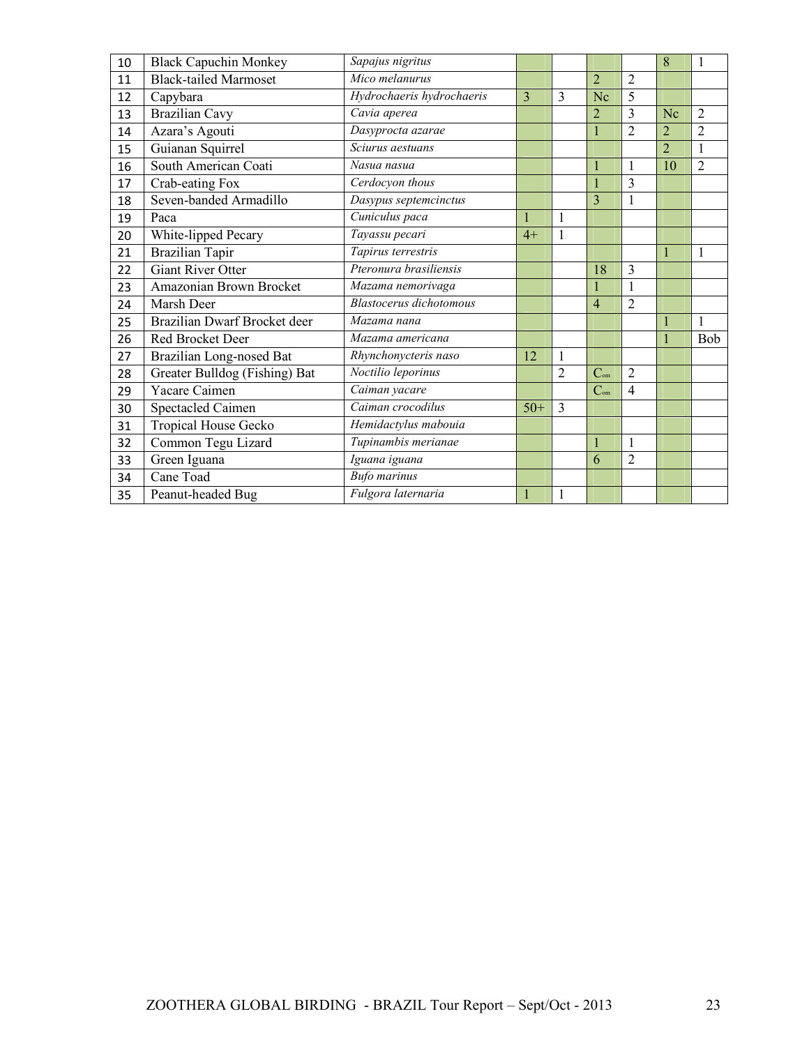| | | | | | | | | |
|---|---|---|---|---|---|---|---|---|
| 10 | Black Capuchin Monkey | *Sapajus nigritus* | | | | | 8 | 1 |
| 11 | Black-tailed Marmoset | *Mico melanurus* | | | 2 | 2 | | |
| 12 | Capybara | *Hydrochaeris hydrochaeris* | 3 | 3 | Nc | 5 | | |
| 13 | Brazilian Cavy | *Cavia aperea* | | | 2 | 3 | Nc | 2 |
| 14 | Azara's Agouti | *Dasyprocta azarae* | | | 1 | 2 | 2 | 2 |
| 15 | Guianan Squirrel | *Sciurus aestuans* | | | | | 2 | 1 |
| 16 | South American Coati | *Nasua nasua* | | | 1 | 1 | 10 | 2 |
| 17 | Crab-eating Fox | *Cerdocyon thous* | | | 1 | 3 | | |
| 18 | Seven-banded Armadillo | *Dasypus septemcinctus* | | | 3 | 1 | | |
| 19 | Paca | *Cuniculus paca* | 1 | 1 | | | | |
| 20 | White-lipped Pecary | *Tayassu pecari* | 4+ | 1 | | | | |
| 21 | Brazilian Tapir | *Tapirus terrestris* | | | | | 1 | 1 |
| 22 | Giant River Otter | *Pteronura brasiliensis* | | | 18 | 3 | | |
| 23 | Amazonian Brown Brocket | *Mazama nemorivaga* | | | 1 | 1 | | |
| 24 | Marsh Deer | *Blastocerus dichotomous* | | | 4 | 2 | | |
| 25 | Brazilian Dwarf Brocket deer | *Mazama nana* | | | | | 1 | 1 |
| 26 | Red Brocket Deer | *Mazama americana* | | | | | 1 | Bob |
| 27 | Brazilian Long-nosed Bat | *Rhynchonycteris naso* | 12 | 1 | | | | |
| 28 | Greater Bulldog (Fishing) Bat | *Noctilio leporinus* | | 2 | Com | 2 | | |
| 29 | Yacare Caimen | *Caiman yacare* | | | Com | 4 | | |
| 30 | Spectacled Caimen | *Caiman crocodilus* | 50+ | 3 | | | | |
| 31 | Tropical House Gecko | *Hemidactylus mabouia* | | | | | | |
| 32 | Common Tegu Lizard | *Tupinambis merianae* | | | 1 | 1 | | |
| 33 | Green Iguana | *Iguana iguana* | | | 6 | 2 | | |
| 34 | Cane Toad | *Bufo marinus* | | | | | | |
| 35 | Peanut-headed Bug | *Fulgora laternaria* | 1 | 1 | | | | |